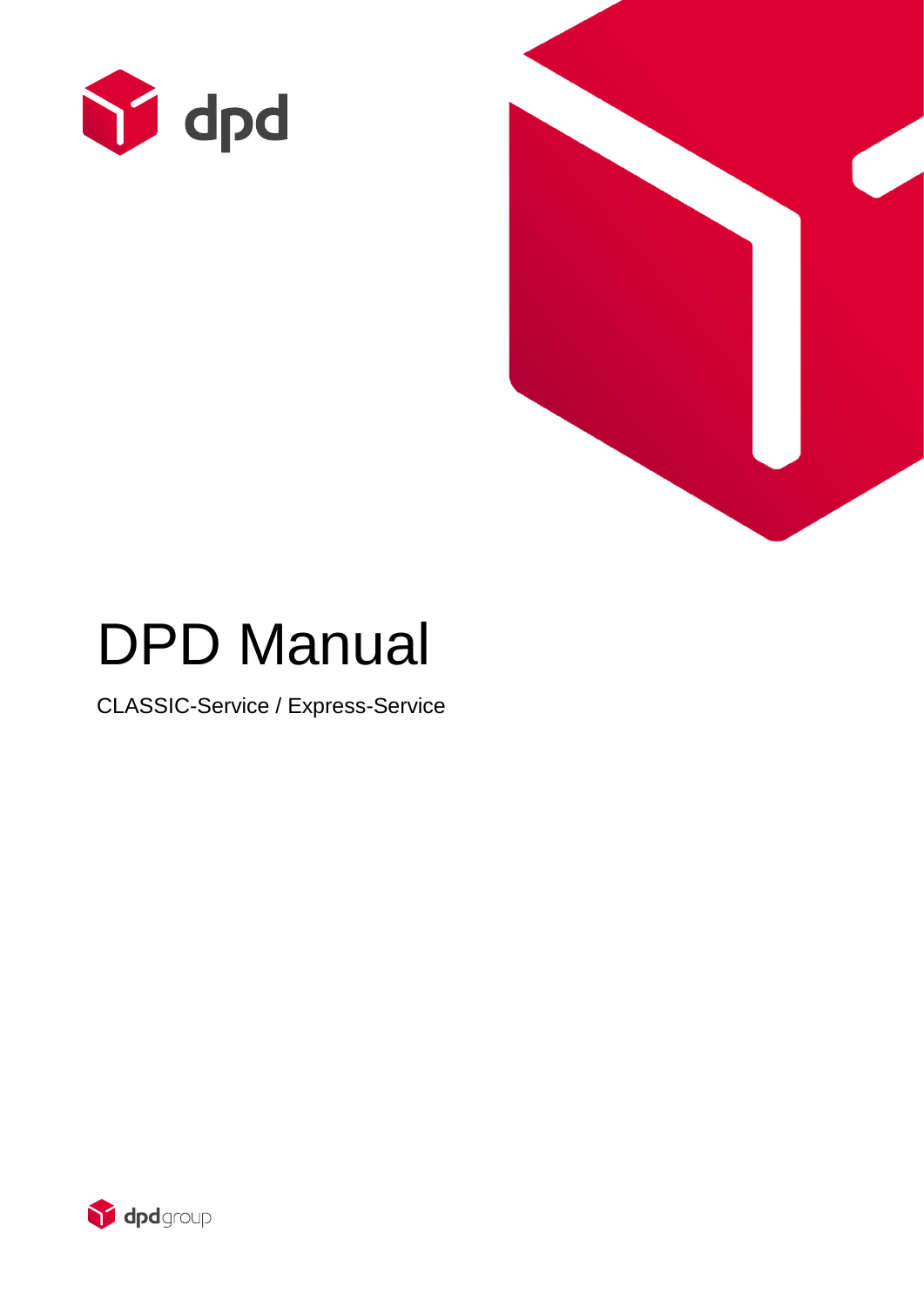# DPD Manual

CLASSIC-Service / Express-Service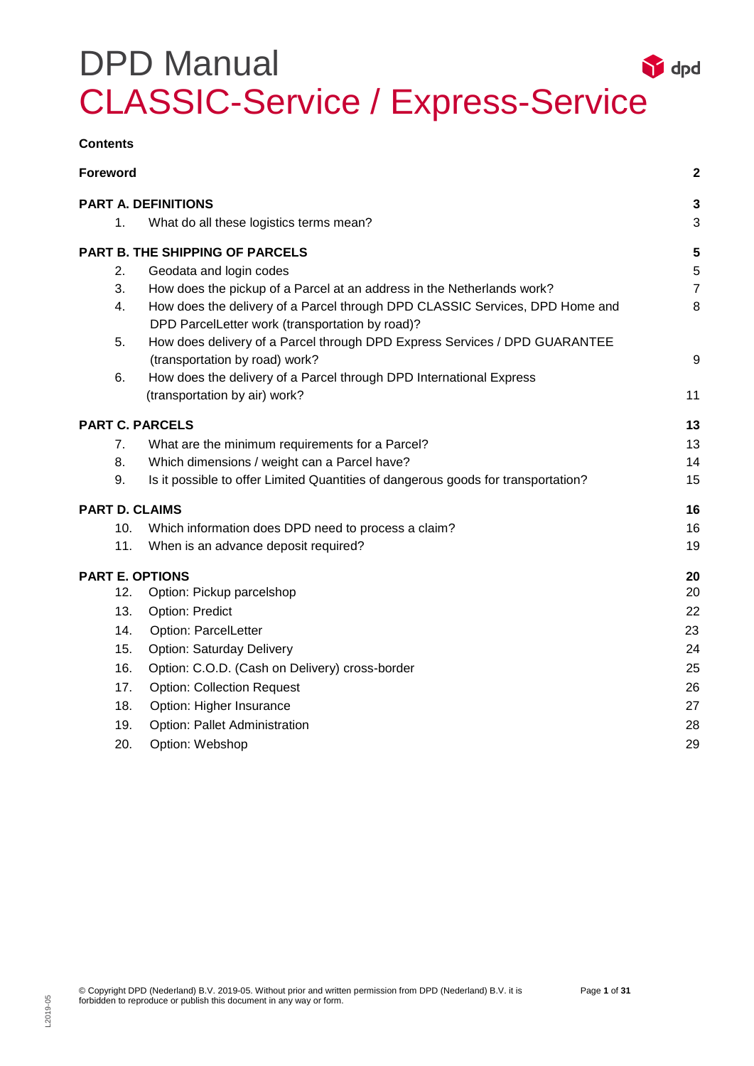# DPD Manual
# CLASSIC-Service / Express-Service

**Contents**

| | | |
|---|---|---|
| **Foreword** | | **2** |
| **PART A. DEFINITIONS** | | **3** |
| 1. | What do all these logistics terms mean? | 3 |
| **PART B. THE SHIPPING OF PARCELS** | | **5** |
| 2. | Geodata and login codes | 5 |
| 3. | How does the pickup of a Parcel at an address in the Netherlands work? | 7 |
| 4. | How does the delivery of a Parcel through DPD CLASSIC Services, DPD Home and DPD ParcelLetter work (transportation by road)? | 8 |
| 5. | How does delivery of a Parcel through DPD Express Services / DPD GUARANTEE (transportation by road) work? | 9 |
| 6. | How does the delivery of a Parcel through DPD International Express (transportation by air) work? | 11 |
| **PART C. PARCELS** | | **13** |
| 7. | What are the minimum requirements for a Parcel? | 13 |
| 8. | Which dimensions / weight can a Parcel have? | 14 |
| 9. | Is it possible to offer Limited Quantities of dangerous goods for transportation? | 15 |
| **PART D. CLAIMS** | | **16** |
| 10. | Which information does DPD need to process a claim? | 16 |
| 11. | When is an advance deposit required? | 19 |
| **PART E. OPTIONS** | | **20** |
| 12. | Option: Pickup parcelshop | 20 |
| 13. | Option: Predict | 22 |
| 14. | Option: ParcelLetter | 23 |
| 15. | Option: Saturday Delivery | 24 |
| 16. | Option: C.O.D. (Cash on Delivery) cross-border | 25 |
| 17. | Option: Collection Request | 26 |
| 18. | Option: Higher Insurance | 27 |
| 19. | Option: Pallet Administration | 28 |
| 20. | Option: Webshop | 29 |

© Copyright DPD (Nederland) B.V. 2019-05. Without prior and written permission from DPD (Nederland) B.V. it is forbidden to reproduce or publish this document in any way or form.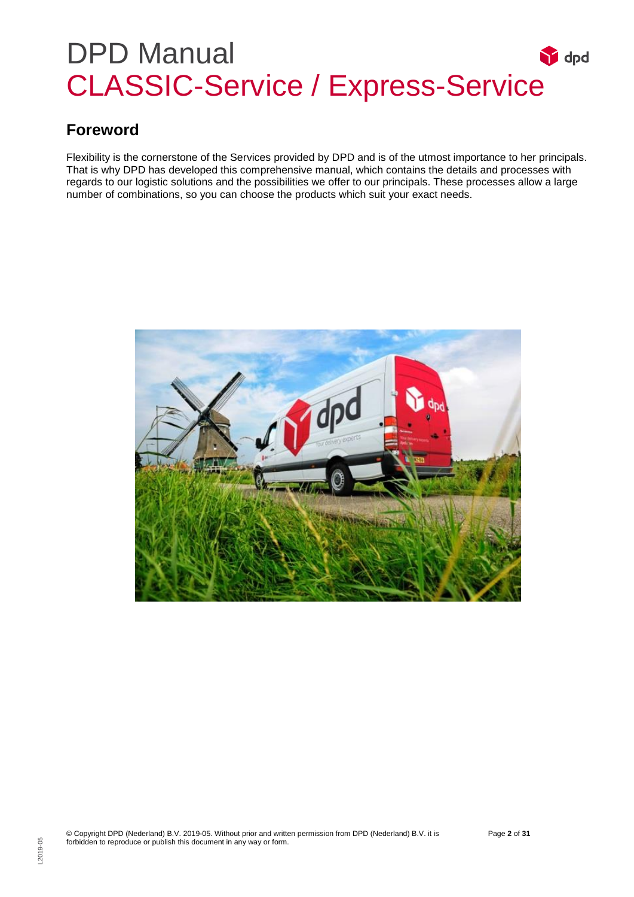# DPD Manual
## CLASSIC-Service / Express-Service

## Foreword

Flexibility is the cornerstone of the Services provided by DPD and is of the utmost importance to her principals. That is why DPD has developed this comprehensive manual, which contains the details and processes with regards to our logistic solutions and the possibilities we offer to our principals. These processes allow a large number of combinations, so you can choose the products which suit your exact needs.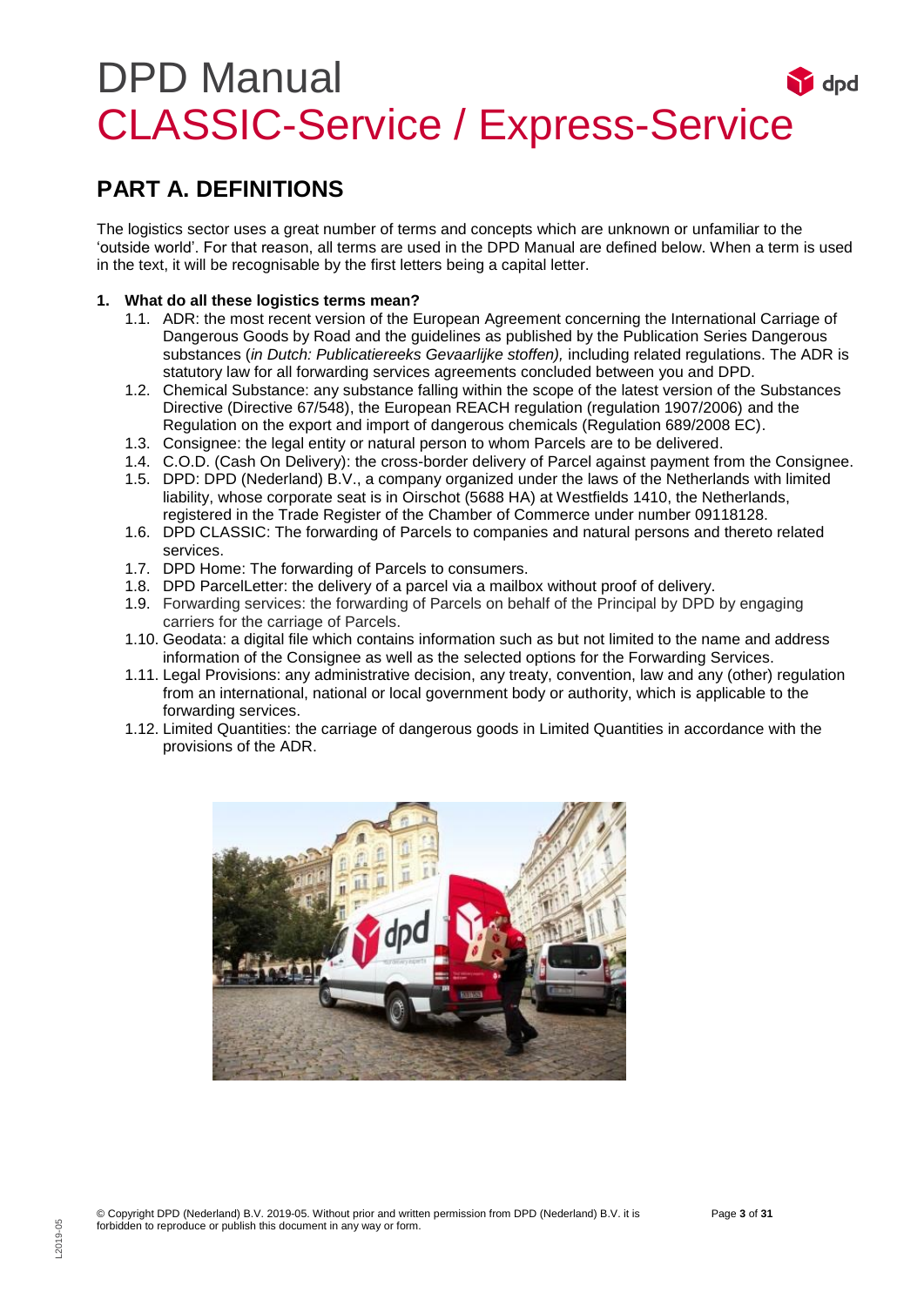# DPD Manual
# CLASSIC-Service / Express-Service

## PART A. DEFINITIONS

The logistics sector uses a great number of terms and concepts which are unknown or unfamiliar to the 'outside world'. For that reason, all terms are used in the DPD Manual are defined below. When a term is used in the text, it will be recognisable by the first letters being a capital letter.

**1. What do all these logistics terms mean?**

1.1. ADR: the most recent version of the European Agreement concerning the International Carriage of Dangerous Goods by Road and the guidelines as published by the Publication Series Dangerous substances (*in Dutch: Publicatiereeks Gevaarlijke stoffen),* including related regulations. The ADR is statutory law for all forwarding services agreements concluded between you and DPD.

1.2. Chemical Substance: any substance falling within the scope of the latest version of the Substances Directive (Directive 67/548), the European REACH regulation (regulation 1907/2006) and the Regulation on the export and import of dangerous chemicals (Regulation 689/2008 EC).

1.3. Consignee: the legal entity or natural person to whom Parcels are to be delivered.

1.4. C.O.D. (Cash On Delivery): the cross-border delivery of Parcel against payment from the Consignee.

1.5. DPD: DPD (Nederland) B.V., a company organized under the laws of the Netherlands with limited liability, whose corporate seat is in Oirschot (5688 HA) at Westfields 1410, the Netherlands, registered in the Trade Register of the Chamber of Commerce under number 09118128.

1.6. DPD CLASSIC: The forwarding of Parcels to companies and natural persons and thereto related services.

1.7. DPD Home: The forwarding of Parcels to consumers.

1.8. DPD ParcelLetter: the delivery of a parcel via a mailbox without proof of delivery.

1.9. Forwarding services: the forwarding of Parcels on behalf of the Principal by DPD by engaging carriers for the carriage of Parcels.

1.10. Geodata: a digital file which contains information such as but not limited to the name and address information of the Consignee as well as the selected options for the Forwarding Services.

1.11. Legal Provisions: any administrative decision, any treaty, convention, law and any (other) regulation from an international, national or local government body or authority, which is applicable to the forwarding services.

1.12. Limited Quantities: the carriage of dangerous goods in Limited Quantities in accordance with the provisions of the ADR.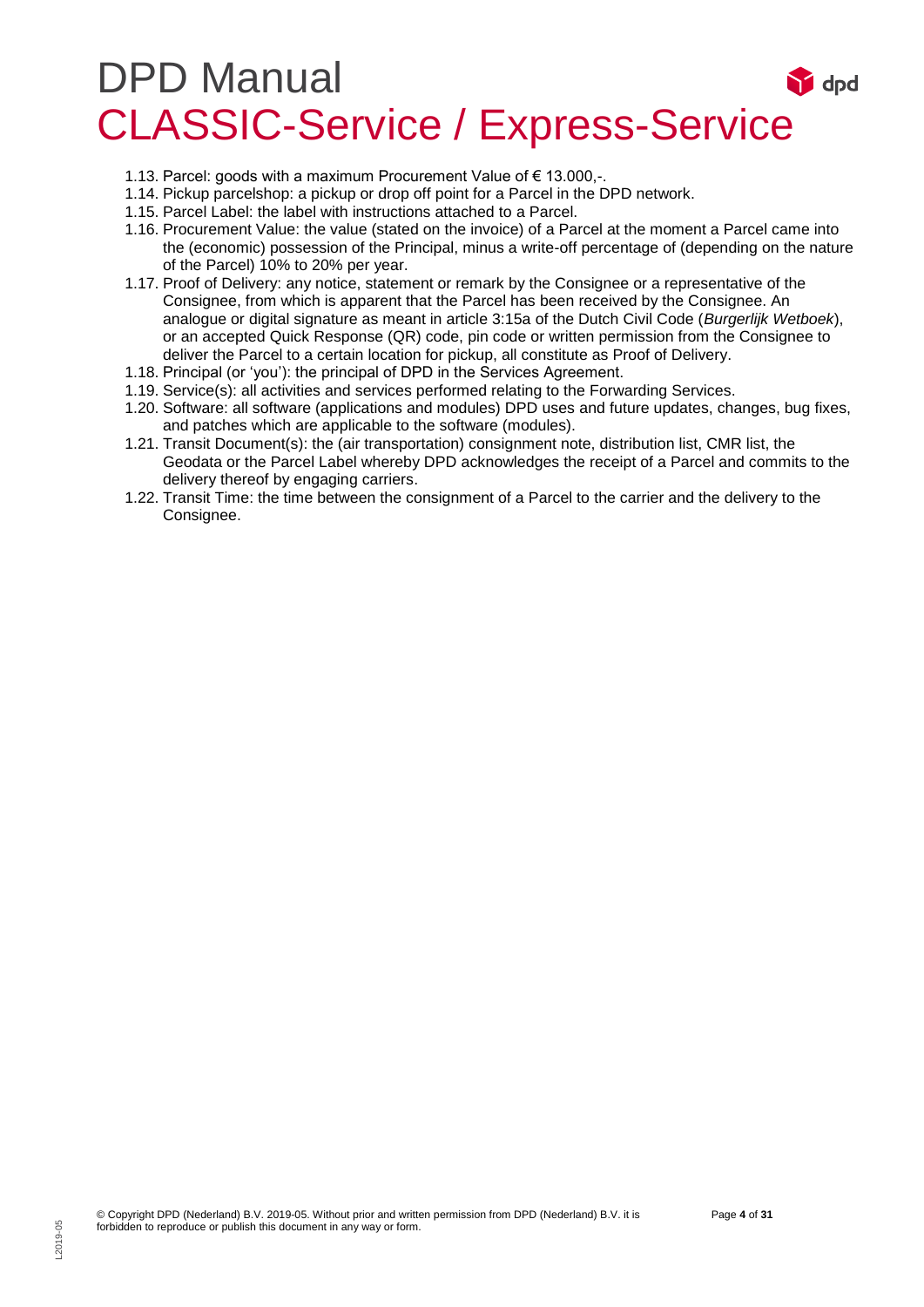1.13. Parcel: goods with a maximum Procurement Value of € 13.000,-.
1.14. Pickup parcelshop: a pickup or drop off point for a Parcel in the DPD network.
1.15. Parcel Label: the label with instructions attached to a Parcel.
1.16. Procurement Value: the value (stated on the invoice) of a Parcel at the moment a Parcel came into the (economic) possession of the Principal, minus a write-off percentage of (depending on the nature of the Parcel) 10% to 20% per year.
1.17. Proof of Delivery: any notice, statement or remark by the Consignee or a representative of the Consignee, from which is apparent that the Parcel has been received by the Consignee. An analogue or digital signature as meant in article 3:15a of the Dutch Civil Code (*Burgerlijk Wetboek*), or an accepted Quick Response (QR) code, pin code or written permission from the Consignee to deliver the Parcel to a certain location for pickup, all constitute as Proof of Delivery.
1.18. Principal (or 'you'): the principal of DPD in the Services Agreement.
1.19. Service(s): all activities and services performed relating to the Forwarding Services.
1.20. Software: all software (applications and modules) DPD uses and future updates, changes, bug fixes, and patches which are applicable to the software (modules).
1.21. Transit Document(s): the (air transportation) consignment note, distribution list, CMR list, the Geodata or the Parcel Label whereby DPD acknowledges the receipt of a Parcel and commits to the delivery thereof by engaging carriers.
1.22. Transit Time: the time between the consignment of a Parcel to the carrier and the delivery to the Consignee.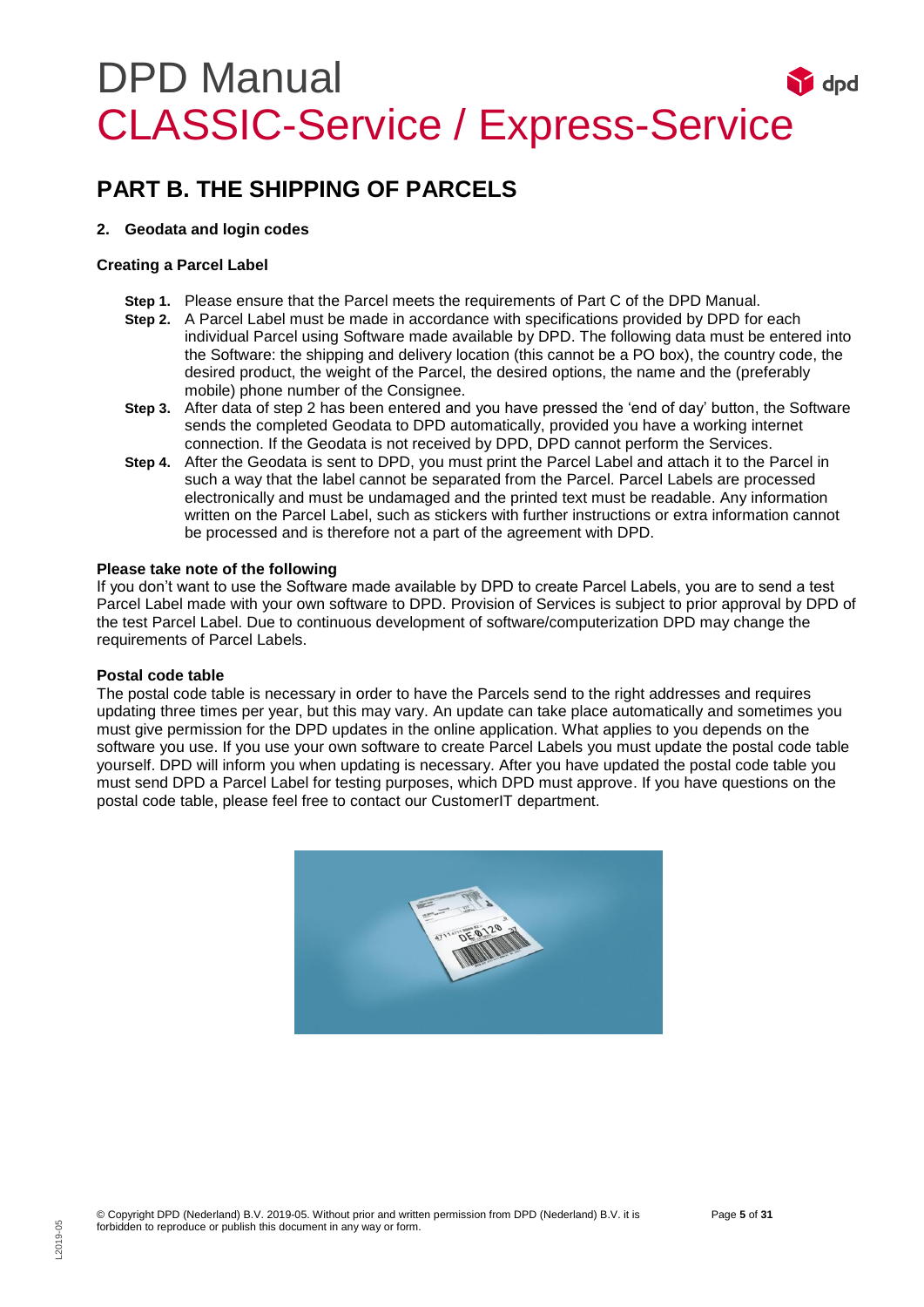# DPD Manual
# CLASSIC-Service / Express-Service

## PART B. THE SHIPPING OF PARCELS

### 2. Geodata and login codes

#### Creating a Parcel Label

**Step 1.** Please ensure that the Parcel meets the requirements of Part C of the DPD Manual.

**Step 2.** A Parcel Label must be made in accordance with specifications provided by DPD for each individual Parcel using Software made available by DPD. The following data must be entered into the Software: the shipping and delivery location (this cannot be a PO box), the country code, the desired product, the weight of the Parcel, the desired options, the name and the (preferably mobile) phone number of the Consignee.

**Step 3.** After data of step 2 has been entered and you have pressed the 'end of day' button, the Software sends the completed Geodata to DPD automatically, provided you have a working internet connection. If the Geodata is not received by DPD, DPD cannot perform the Services.

**Step 4.** After the Geodata is sent to DPD, you must print the Parcel Label and attach it to the Parcel in such a way that the label cannot be separated from the Parcel. Parcel Labels are processed electronically and must be undamaged and the printed text must be readable. Any information written on the Parcel Label, such as stickers with further instructions or extra information cannot be processed and is therefore not a part of the agreement with DPD.

#### Please take note of the following

If you don't want to use the Software made available by DPD to create Parcel Labels, you are to send a test Parcel Label made with your own software to DPD. Provision of Services is subject to prior approval by DPD of the test Parcel Label. Due to continuous development of software/computerization DPD may change the requirements of Parcel Labels.

#### Postal code table

The postal code table is necessary in order to have the Parcels send to the right addresses and requires updating three times per year, but this may vary. An update can take place automatically and sometimes you must give permission for the DPD updates in the online application. What applies to you depends on the software you use. If you use your own software to create Parcel Labels you must update the postal code table yourself. DPD will inform you when updating is necessary. After you have updated the postal code table you must send DPD a Parcel Label for testing purposes, which DPD must approve. If you have questions on the postal code table, please feel free to contact our CustomerIT department.

© Copyright DPD (Nederland) B.V. 2019-05. Without prior and written permission from DPD (Nederland) B.V. it is forbidden to reproduce or publish this document in any way or form.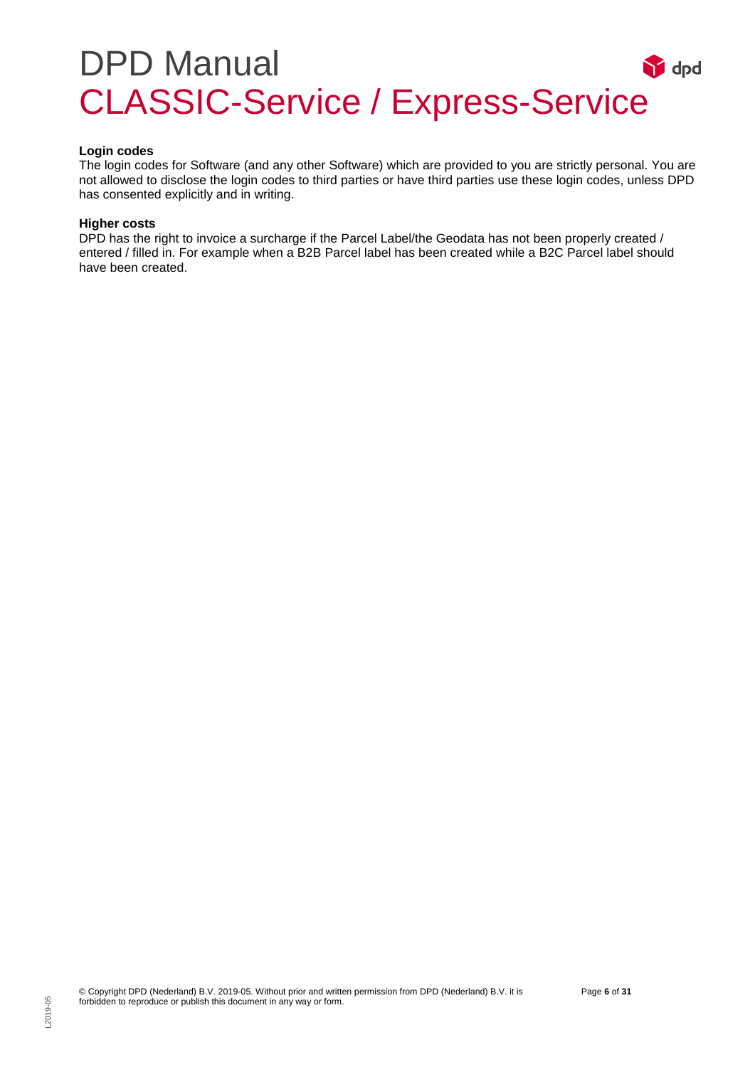**Login codes**
The login codes for Software (and any other Software) which are provided to you are strictly personal. You are not allowed to disclose the login codes to third parties or have third parties use these login codes, unless DPD has consented explicitly and in writing.

**Higher costs**
DPD has the right to invoice a surcharge if the Parcel Label/the Geodata has not been properly created / entered / filled in. For example when a B2B Parcel label has been created while a B2C Parcel label should have been created.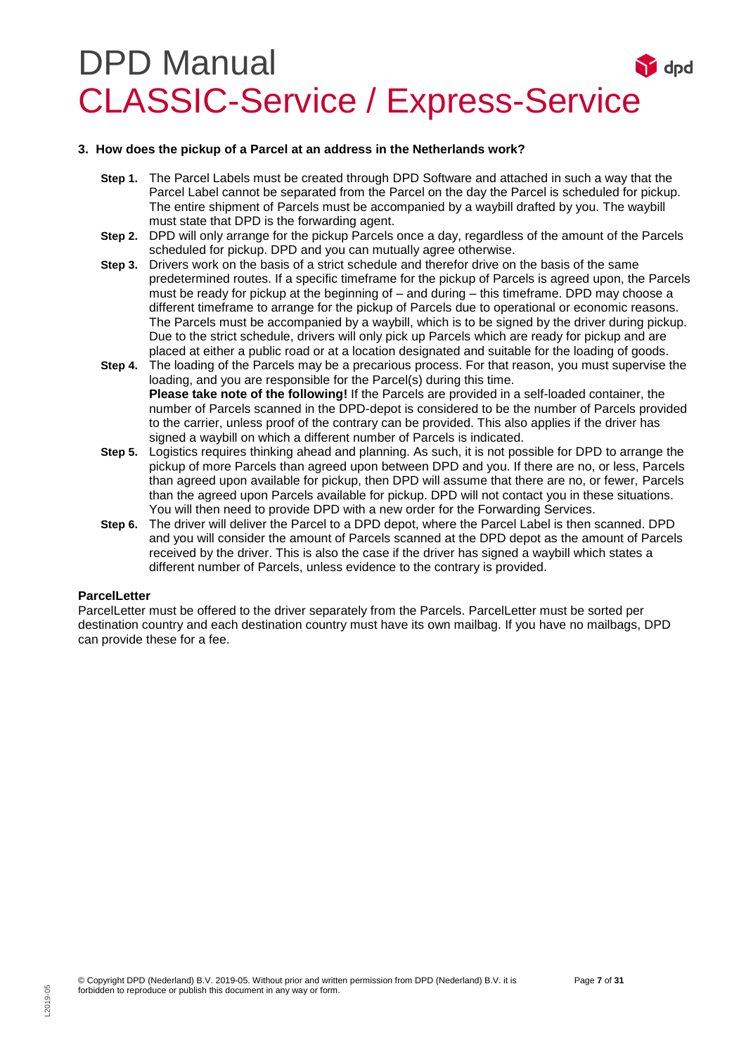### 3. How does the pickup of a Parcel at an address in the Netherlands work?

**Step 1.** The Parcel Labels must be created through DPD Software and attached in such a way that the Parcel Label cannot be separated from the Parcel on the day the Parcel is scheduled for pickup. The entire shipment of Parcels must be accompanied by a waybill drafted by you. The waybill must state that DPD is the forwarding agent.

**Step 2.** DPD will only arrange for the pickup Parcels once a day, regardless of the amount of the Parcels scheduled for pickup. DPD and you can mutually agree otherwise.

**Step 3.** Drivers work on the basis of a strict schedule and therefor drive on the basis of the same predetermined routes. If a specific timeframe for the pickup of Parcels is agreed upon, the Parcels must be ready for pickup at the beginning of – and during – this timeframe. DPD may choose a different timeframe to arrange for the pickup of Parcels due to operational or economic reasons. The Parcels must be accompanied by a waybill, which is to be signed by the driver during pickup. Due to the strict schedule, drivers will only pick up Parcels which are ready for pickup and are placed at either a public road or at a location designated and suitable for the loading of goods.

**Step 4.** The loading of the Parcels may be a precarious process. For that reason, you must supervise the loading, and you are responsible for the Parcel(s) during this time.
**Please take note of the following!** If the Parcels are provided in a self-loaded container, the number of Parcels scanned in the DPD-depot is considered to be the number of Parcels provided to the carrier, unless proof of the contrary can be provided. This also applies if the driver has signed a waybill on which a different number of Parcels is indicated.

**Step 5.** Logistics requires thinking ahead and planning. As such, it is not possible for DPD to arrange the pickup of more Parcels than agreed upon between DPD and you. If there are no, or less, Parcels than agreed upon available for pickup, then DPD will assume that there are no, or fewer, Parcels than the agreed upon Parcels available for pickup. DPD will not contact you in these situations. You will then need to provide DPD with a new order for the Forwarding Services.

**Step 6.** The driver will deliver the Parcel to a DPD depot, where the Parcel Label is then scanned. DPD and you will consider the amount of Parcels scanned at the DPD depot as the amount of Parcels received by the driver. This is also the case if the driver has signed a waybill which states a different number of Parcels, unless evidence to the contrary is provided.

**ParcelLetter**

ParcelLetter must be offered to the driver separately from the Parcels. ParcelLetter must be sorted per destination country and each destination country must have its own mailbag. If you have no mailbags, DPD can provide these for a fee.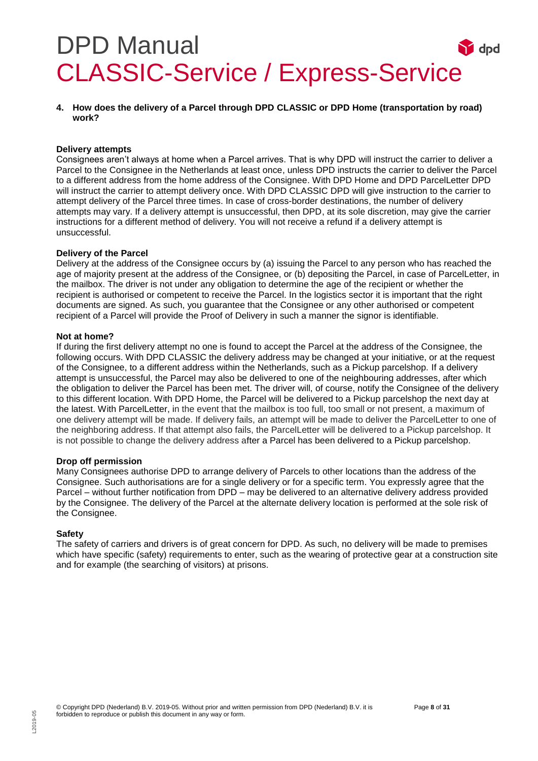## 4. How does the delivery of a Parcel through DPD CLASSIC or DPD Home (transportation by road) work?

**Delivery attempts**

Consignees aren't always at home when a Parcel arrives. That is why DPD will instruct the carrier to deliver a Parcel to the Consignee in the Netherlands at least once, unless DPD instructs the carrier to deliver the Parcel to a different address from the home address of the Consignee. With DPD Home and DPD ParcelLetter DPD will instruct the carrier to attempt delivery once. With DPD CLASSIC DPD will give instruction to the carrier to attempt delivery of the Parcel three times. In case of cross-border destinations, the number of delivery attempts may vary. If a delivery attempt is unsuccessful, then DPD, at its sole discretion, may give the carrier instructions for a different method of delivery. You will not receive a refund if a delivery attempt is unsuccessful.

**Delivery of the Parcel**

Delivery at the address of the Consignee occurs by (a) issuing the Parcel to any person who has reached the age of majority present at the address of the Consignee, or (b) depositing the Parcel, in case of ParcelLetter, in the mailbox. The driver is not under any obligation to determine the age of the recipient or whether the recipient is authorised or competent to receive the Parcel. In the logistics sector it is important that the right documents are signed. As such, you guarantee that the Consignee or any other authorised or competent recipient of a Parcel will provide the Proof of Delivery in such a manner the signor is identifiable.

**Not at home?**

If during the first delivery attempt no one is found to accept the Parcel at the address of the Consignee, the following occurs. With DPD CLASSIC the delivery address may be changed at your initiative, or at the request of the Consignee, to a different address within the Netherlands, such as a Pickup parcelshop. If a delivery attempt is unsuccessful, the Parcel may also be delivered to one of the neighbouring addresses, after which the obligation to deliver the Parcel has been met. The driver will, of course, notify the Consignee of the delivery to this different location. With DPD Home, the Parcel will be delivered to a Pickup parcelshop the next day at the latest. With ParcelLetter, in the event that the mailbox is too full, too small or not present, a maximum of one delivery attempt will be made. If delivery fails, an attempt will be made to deliver the ParcelLetter to one of the neighboring address. If that attempt also fails, the ParcelLetter will be delivered to a Pickup parcelshop. It is not possible to change the delivery address after a Parcel has been delivered to a Pickup parcelshop.

**Drop off permission**

Many Consignees authorise DPD to arrange delivery of Parcels to other locations than the address of the Consignee. Such authorisations are for a single delivery or for a specific term. You expressly agree that the Parcel – without further notification from DPD – may be delivered to an alternative delivery address provided by the Consignee. The delivery of the Parcel at the alternate delivery location is performed at the sole risk of the Consignee.

**Safety**

The safety of carriers and drivers is of great concern for DPD. As such, no delivery will be made to premises which have specific (safety) requirements to enter, such as the wearing of protective gear at a construction site and for example (the searching of visitors) at prisons.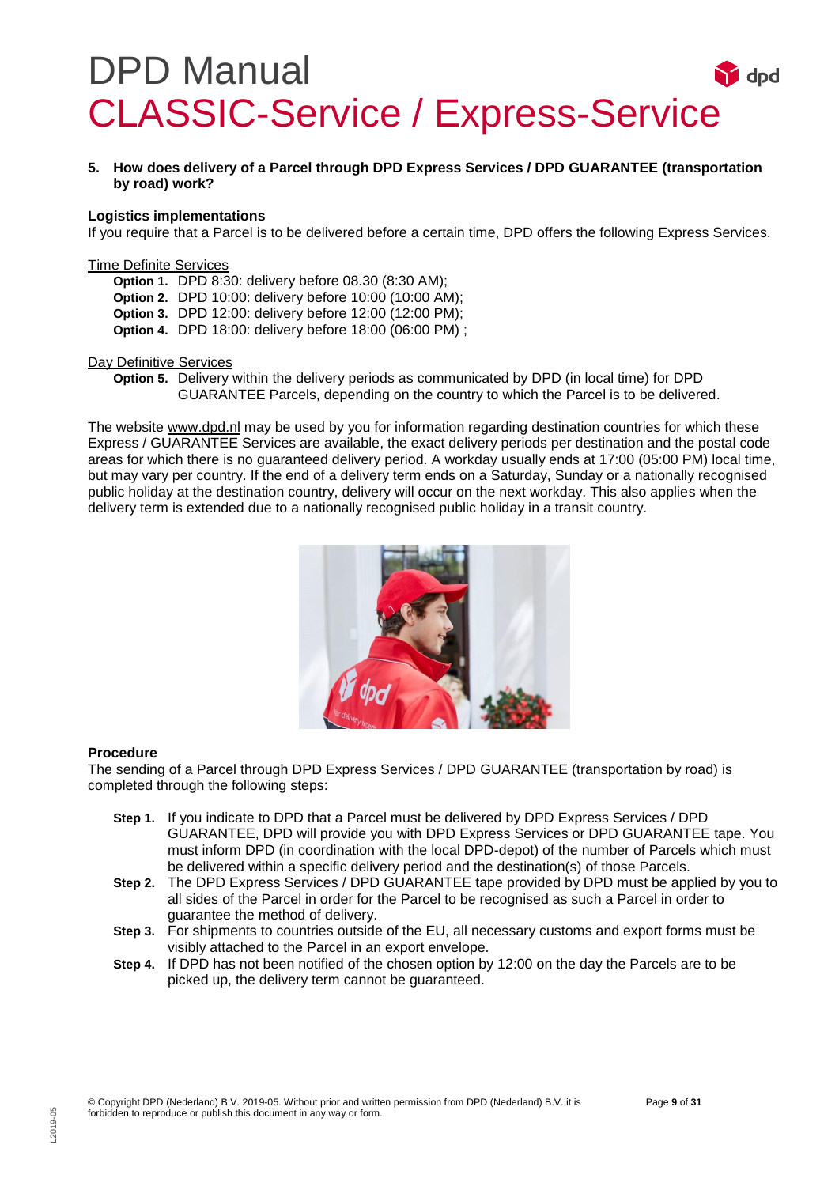## 5. How does delivery of a Parcel through DPD Express Services / DPD GUARANTEE (transportation by road) work?

**Logistics implementations**

If you require that a Parcel is to be delivered before a certain time, DPD offers the following Express Services.

Time Definite Services

- **Option 1.** DPD 8:30: delivery before 08.30 (8:30 AM);
- **Option 2.** DPD 10:00: delivery before 10:00 (10:00 AM);
- **Option 3.** DPD 12:00: delivery before 12:00 (12:00 PM);
- **Option 4.** DPD 18:00: delivery before 18:00 (06:00 PM) ;

Day Definitive Services

- **Option 5.** Delivery within the delivery periods as communicated by DPD (in local time) for DPD GUARANTEE Parcels, depending on the country to which the Parcel is to be delivered.

The website www.dpd.nl may be used by you for information regarding destination countries for which these Express / GUARANTEE Services are available, the exact delivery periods per destination and the postal code areas for which there is no guaranteed delivery period. A workday usually ends at 17:00 (05:00 PM) local time, but may vary per country. If the end of a delivery term ends on a Saturday, Sunday or a nationally recognised public holiday at the destination country, delivery will occur on the next workday. This also applies when the delivery term is extended due to a nationally recognised public holiday in a transit country.

**Procedure**

The sending of a Parcel through DPD Express Services / DPD GUARANTEE (transportation by road) is completed through the following steps:

- **Step 1.** If you indicate to DPD that a Parcel must be delivered by DPD Express Services / DPD GUARANTEE, DPD will provide you with DPD Express Services or DPD GUARANTEE tape. You must inform DPD (in coordination with the local DPD-depot) of the number of Parcels which must be delivered within a specific delivery period and the destination(s) of those Parcels.
- **Step 2.** The DPD Express Services / DPD GUARANTEE tape provided by DPD must be applied by you to all sides of the Parcel in order for the Parcel to be recognised as such a Parcel in order to guarantee the method of delivery.
- **Step 3.** For shipments to countries outside of the EU, all necessary customs and export forms must be visibly attached to the Parcel in an export envelope.
- **Step 4.** If DPD has not been notified of the chosen option by 12:00 on the day the Parcels are to be picked up, the delivery term cannot be guaranteed.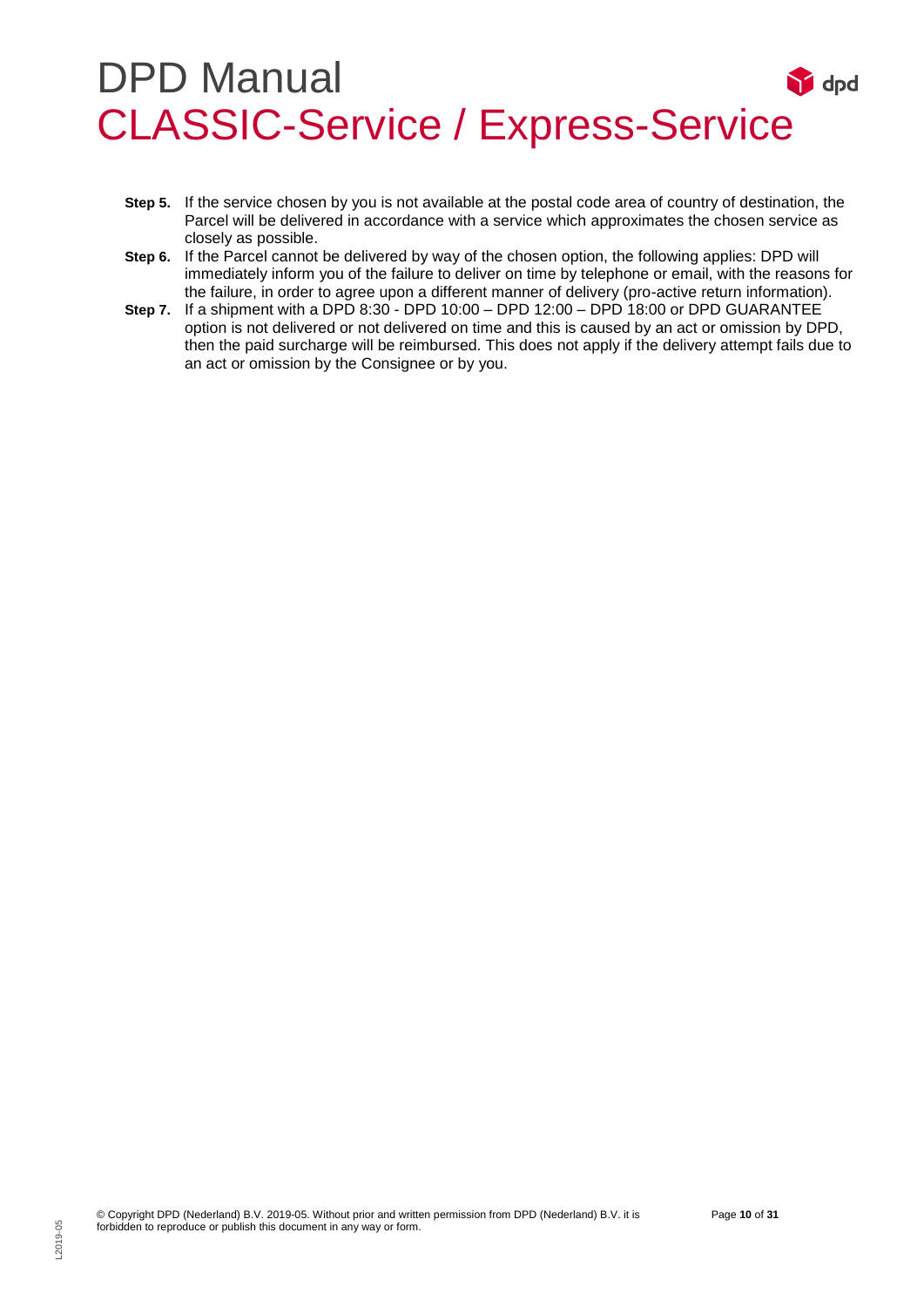**Step 5.** If the service chosen by you is not available at the postal code area of country of destination, the Parcel will be delivered in accordance with a service which approximates the chosen service as closely as possible.

**Step 6.** If the Parcel cannot be delivered by way of the chosen option, the following applies: DPD will immediately inform you of the failure to deliver on time by telephone or email, with the reasons for the failure, in order to agree upon a different manner of delivery (pro-active return information).

**Step 7.** If a shipment with a DPD 8:30 - DPD 10:00 – DPD 12:00 – DPD 18:00 or DPD GUARANTEE option is not delivered or not delivered on time and this is caused by an act or omission by DPD, then the paid surcharge will be reimbursed. This does not apply if the delivery attempt fails due to an act or omission by the Consignee or by you.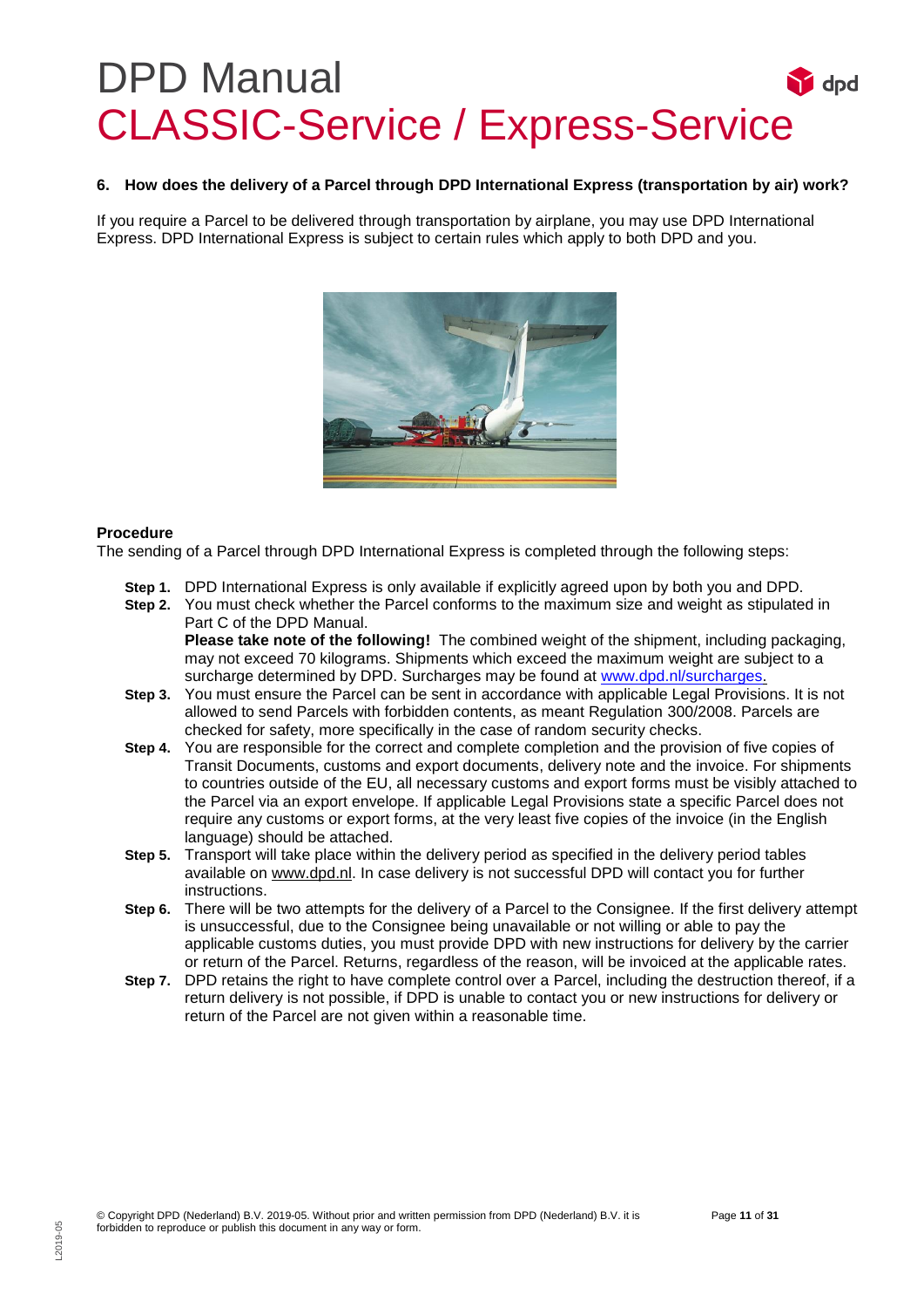# DPD Manual
## CLASSIC-Service / Express-Service

### 6. How does the delivery of a Parcel through DPD International Express (transportation by air) work?

If you require a Parcel to be delivered through transportation by airplane, you may use DPD International Express. DPD International Express is subject to certain rules which apply to both DPD and you.

**Procedure**

The sending of a Parcel through DPD International Express is completed through the following steps:

- **Step 1.** DPD International Express is only available if explicitly agreed upon by both you and DPD.
- **Step 2.** You must check whether the Parcel conforms to the maximum size and weight as stipulated in Part C of the DPD Manual.
  **Please take note of the following!** The combined weight of the shipment, including packaging, may not exceed 70 kilograms. Shipments which exceed the maximum weight are subject to a surcharge determined by DPD. Surcharges may be found at www.dpd.nl/surcharges.
- **Step 3.** You must ensure the Parcel can be sent in accordance with applicable Legal Provisions. It is not allowed to send Parcels with forbidden contents, as meant Regulation 300/2008. Parcels are checked for safety, more specifically in the case of random security checks.
- **Step 4.** You are responsible for the correct and complete completion and the provision of five copies of Transit Documents, customs and export documents, delivery note and the invoice. For shipments to countries outside of the EU, all necessary customs and export forms must be visibly attached to the Parcel via an export envelope. If applicable Legal Provisions state a specific Parcel does not require any customs or export forms, at the very least five copies of the invoice (in the English language) should be attached.
- **Step 5.** Transport will take place within the delivery period as specified in the delivery period tables available on www.dpd.nl. In case delivery is not successful DPD will contact you for further instructions.
- **Step 6.** There will be two attempts for the delivery of a Parcel to the Consignee. If the first delivery attempt is unsuccessful, due to the Consignee being unavailable or not willing or able to pay the applicable customs duties, you must provide DPD with new instructions for delivery by the carrier or return of the Parcel. Returns, regardless of the reason, will be invoiced at the applicable rates.
- **Step 7.** DPD retains the right to have complete control over a Parcel, including the destruction thereof, if a return delivery is not possible, if DPD is unable to contact you or new instructions for delivery or return of the Parcel are not given within a reasonable time.

© Copyright DPD (Nederland) B.V. 2019-05. Without prior and written permission from DPD (Nederland) B.V. it is forbidden to reproduce or publish this document in any way or form.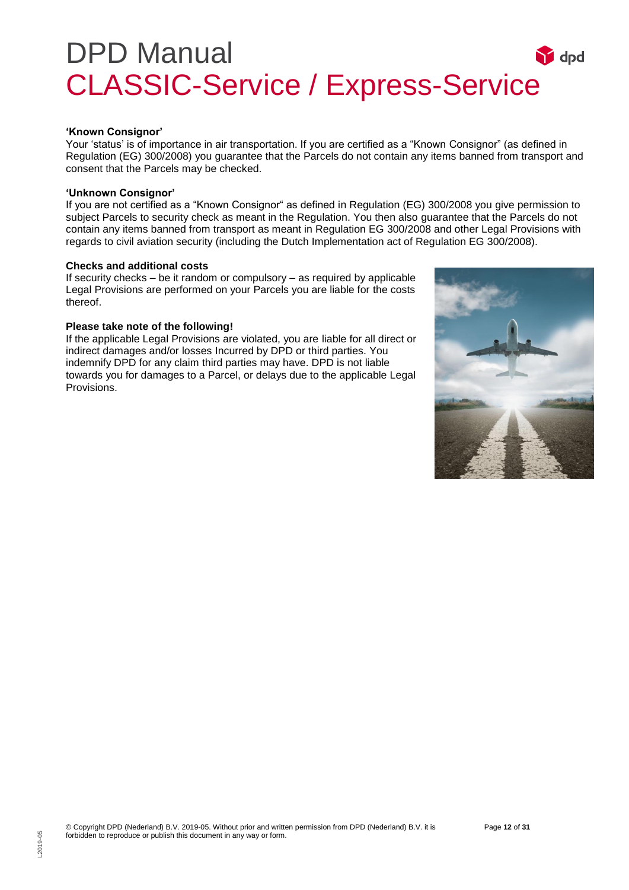# DPD Manual

## CLASSIC-Service / Express-Service

**'Known Consignor'**

Your 'status' is of importance in air transportation. If you are certified as a "Known Consignor" (as defined in Regulation (EG) 300/2008) you guarantee that the Parcels do not contain any items banned from transport and consent that the Parcels may be checked.

**'Unknown Consignor'**

If you are not certified as a "Known Consignor" as defined in Regulation (EG) 300/2008 you give permission to subject Parcels to security check as meant in the Regulation. You then also guarantee that the Parcels do not contain any items banned from transport as meant in Regulation EG 300/2008 and other Legal Provisions with regards to civil aviation security (including the Dutch Implementation act of Regulation EG 300/2008).

**Checks and additional costs**

If security checks – be it random or compulsory – as required by applicable Legal Provisions are performed on your Parcels you are liable for the costs thereof.

**Please take note of the following!**

If the applicable Legal Provisions are violated, you are liable for all direct or indirect damages and/or losses Incurred by DPD or third parties. You indemnify DPD for any claim third parties may have. DPD is not liable towards you for damages to a Parcel, or delays due to the applicable Legal Provisions.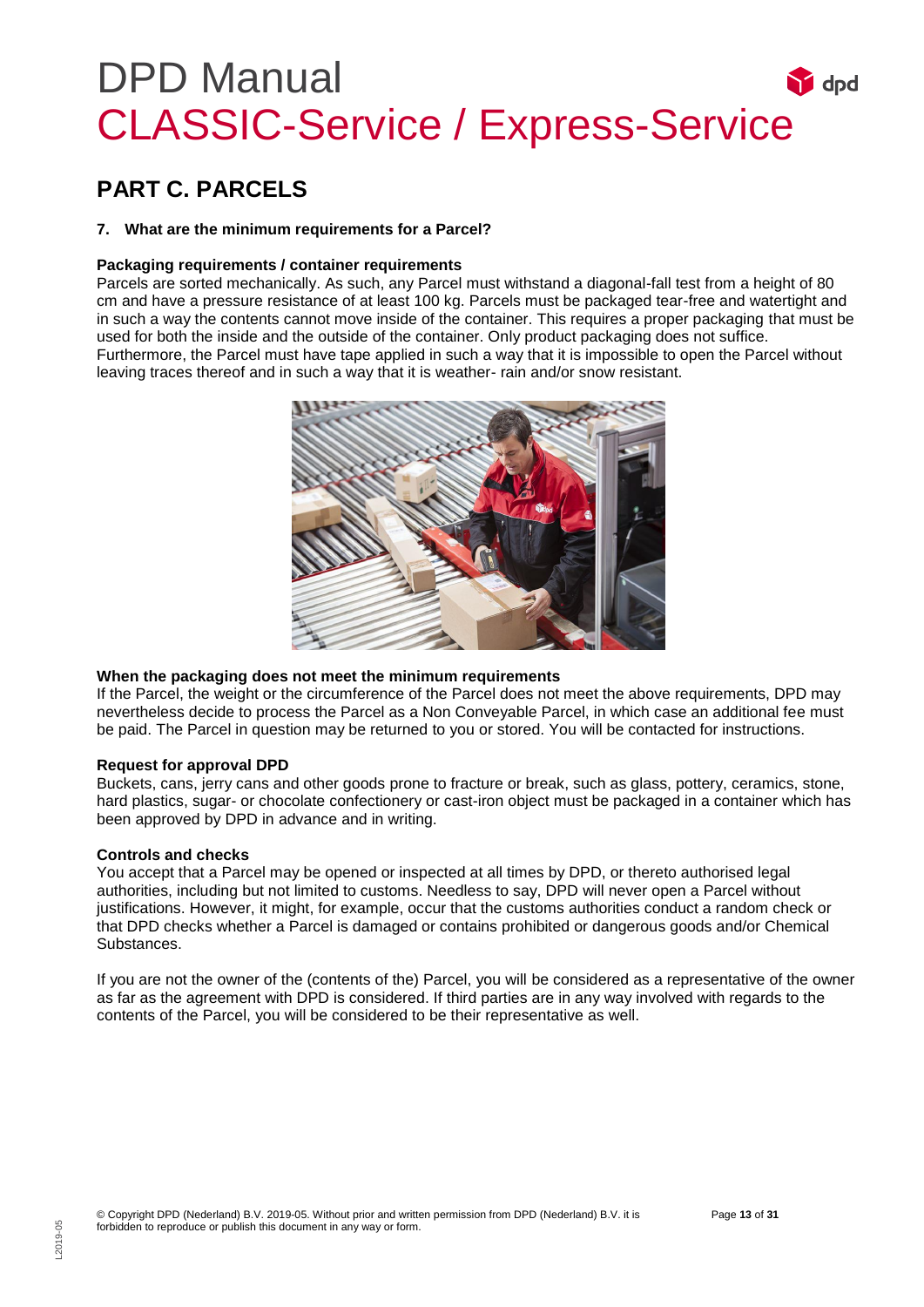## PART C. PARCELS

### 7. What are the minimum requirements for a Parcel?

**Packaging requirements / container requirements**

Parcels are sorted mechanically. As such, any Parcel must withstand a diagonal-fall test from a height of 80 cm and have a pressure resistance of at least 100 kg. Parcels must be packaged tear-free and watertight and in such a way the contents cannot move inside of the container. This requires a proper packaging that must be used for both the inside and the outside of the container. Only product packaging does not suffice. Furthermore, the Parcel must have tape applied in such a way that it is impossible to open the Parcel without leaving traces thereof and in such a way that it is weather- rain and/or snow resistant.

**When the packaging does not meet the minimum requirements**

If the Parcel, the weight or the circumference of the Parcel does not meet the above requirements, DPD may nevertheless decide to process the Parcel as a Non Conveyable Parcel, in which case an additional fee must be paid. The Parcel in question may be returned to you or stored. You will be contacted for instructions.

**Request for approval DPD**

Buckets, cans, jerry cans and other goods prone to fracture or break, such as glass, pottery, ceramics, stone, hard plastics, sugar- or chocolate confectionery or cast-iron object must be packaged in a container which has been approved by DPD in advance and in writing.

**Controls and checks**

You accept that a Parcel may be opened or inspected at all times by DPD, or thereto authorised legal authorities, including but not limited to customs. Needless to say, DPD will never open a Parcel without justifications. However, it might, for example, occur that the customs authorities conduct a random check or that DPD checks whether a Parcel is damaged or contains prohibited or dangerous goods and/or Chemical Substances.

If you are not the owner of the (contents of the) Parcel, you will be considered as a representative of the owner as far as the agreement with DPD is considered. If third parties are in any way involved with regards to the contents of the Parcel, you will be considered to be their representative as well.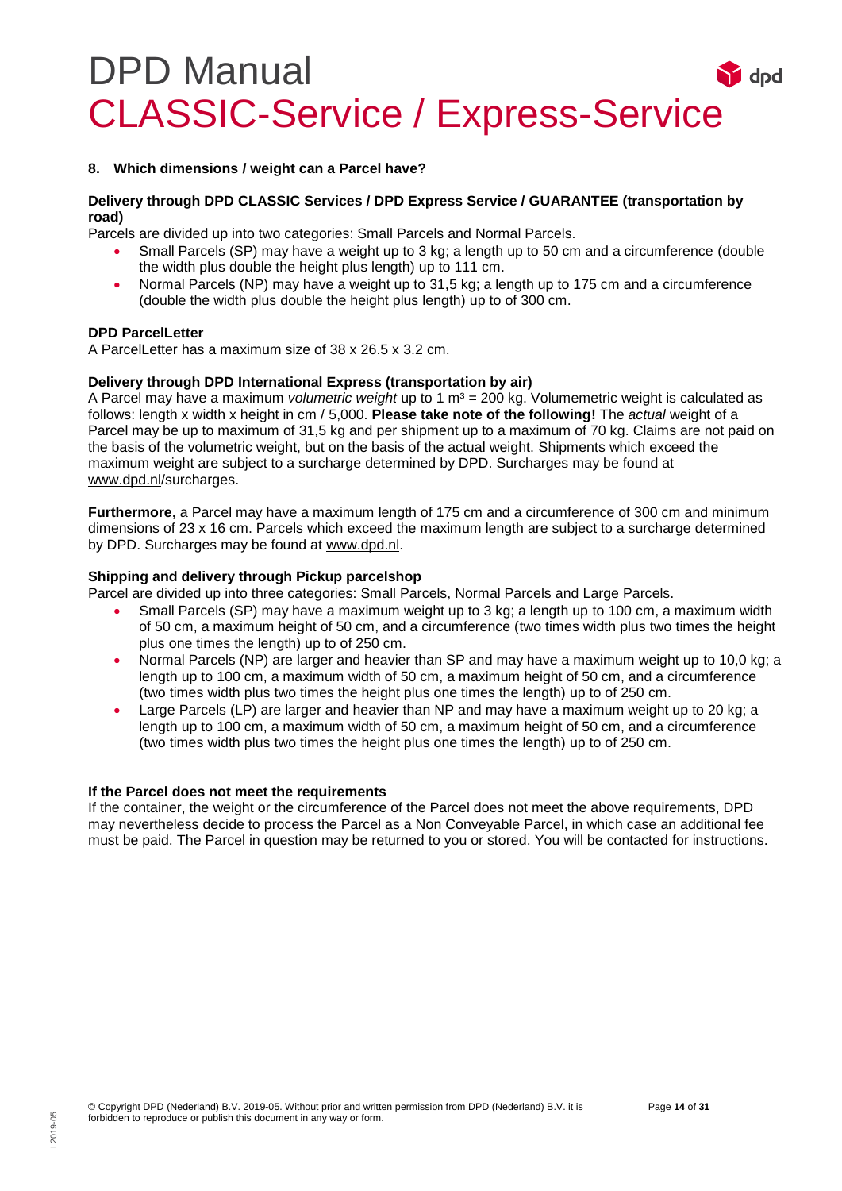# DPD Manual
# CLASSIC-Service / Express-Service

### 8. Which dimensions / weight can a Parcel have?

**Delivery through DPD CLASSIC Services / DPD Express Service / GUARANTEE (transportation by road)**

Parcels are divided up into two categories: Small Parcels and Normal Parcels.

- Small Parcels (SP) may have a weight up to 3 kg; a length up to 50 cm and a circumference (double the width plus double the height plus length) up to 111 cm.
- Normal Parcels (NP) may have a weight up to 31,5 kg; a length up to 175 cm and a circumference (double the width plus double the height plus length) up to of 300 cm.

**DPD ParcelLetter**

A ParcelLetter has a maximum size of 38 x 26.5 x 3.2 cm.

**Delivery through DPD International Express (transportation by air)**

A Parcel may have a maximum *volumetric weight* up to 1 $m^3$ = 200 kg. Volumemetric weight is calculated as follows: length x width x height in cm / 5,000. **Please take note of the following!** The *actual* weight of a Parcel may be up to maximum of 31,5 kg and per shipment up to a maximum of 70 kg. Claims are not paid on the basis of the volumetric weight, but on the basis of the actual weight. Shipments which exceed the maximum weight are subject to a surcharge determined by DPD. Surcharges may be found at www.dpd.nl/surcharges.

**Furthermore,** a Parcel may have a maximum length of 175 cm and a circumference of 300 cm and minimum dimensions of 23 x 16 cm. Parcels which exceed the maximum length are subject to a surcharge determined by DPD. Surcharges may be found at www.dpd.nl.

**Shipping and delivery through Pickup parcelshop**

Parcel are divided up into three categories: Small Parcels, Normal Parcels and Large Parcels.

- Small Parcels (SP) may have a maximum weight up to 3 kg; a length up to 100 cm, a maximum width of 50 cm, a maximum height of 50 cm, and a circumference (two times width plus two times the height plus one times the length) up to of 250 cm.
- Normal Parcels (NP) are larger and heavier than SP and may have a maximum weight up to 10,0 kg; a length up to 100 cm, a maximum width of 50 cm, a maximum height of 50 cm, and a circumference (two times width plus two times the height plus one times the length) up to of 250 cm.
- Large Parcels (LP) are larger and heavier than NP and may have a maximum weight up to 20 kg; a length up to 100 cm, a maximum width of 50 cm, a maximum height of 50 cm, and a circumference (two times width plus two times the height plus one times the length) up to of 250 cm.

**If the Parcel does not meet the requirements**

If the container, the weight or the circumference of the Parcel does not meet the above requirements, DPD may nevertheless decide to process the Parcel as a Non Conveyable Parcel, in which case an additional fee must be paid. The Parcel in question may be returned to you or stored. You will be contacted for instructions.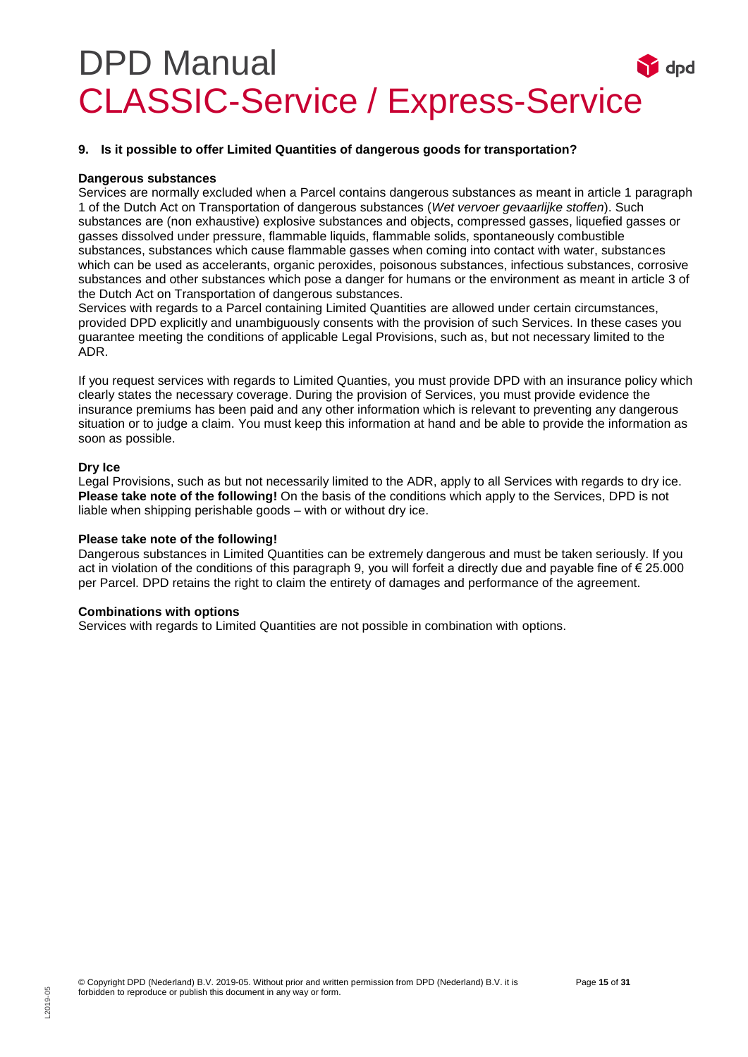## 9. Is it possible to offer Limited Quantities of dangerous goods for transportation?

**Dangerous substances**

Services are normally excluded when a Parcel contains dangerous substances as meant in article 1 paragraph 1 of the Dutch Act on Transportation of dangerous substances (*Wet vervoer gevaarlijke stoffen*). Such substances are (non exhaustive) explosive substances and objects, compressed gasses, liquefied gasses or gasses dissolved under pressure, flammable liquids, flammable solids, spontaneously combustible substances, substances which cause flammable gasses when coming into contact with water, substances which can be used as accelerants, organic peroxides, poisonous substances, infectious substances, corrosive substances and other substances which pose a danger for humans or the environment as meant in article 3 of the Dutch Act on Transportation of dangerous substances.

Services with regards to a Parcel containing Limited Quantities are allowed under certain circumstances, provided DPD explicitly and unambiguously consents with the provision of such Services. In these cases you guarantee meeting the conditions of applicable Legal Provisions, such as, but not necessary limited to the ADR.

If you request services with regards to Limited Quanties, you must provide DPD with an insurance policy which clearly states the necessary coverage. During the provision of Services, you must provide evidence the insurance premiums has been paid and any other information which is relevant to preventing any dangerous situation or to judge a claim. You must keep this information at hand and be able to provide the information as soon as possible.

**Dry Ice**

Legal Provisions, such as but not necessarily limited to the ADR, apply to all Services with regards to dry ice. **Please take note of the following!** On the basis of the conditions which apply to the Services, DPD is not liable when shipping perishable goods – with or without dry ice.

**Please take note of the following!**

Dangerous substances in Limited Quantities can be extremely dangerous and must be taken seriously. If you act in violation of the conditions of this paragraph 9, you will forfeit a directly due and payable fine of € 25.000 per Parcel. DPD retains the right to claim the entirety of damages and performance of the agreement.

**Combinations with options**

Services with regards to Limited Quantities are not possible in combination with options.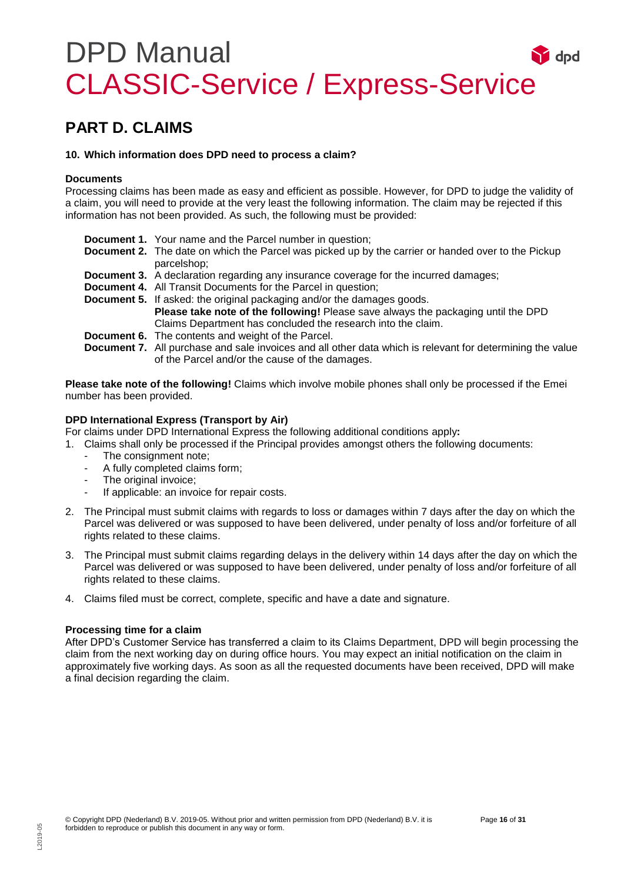# DPD Manual
# CLASSIC-Service / Express-Service

## PART D. CLAIMS

### 10. Which information does DPD need to process a claim?

**Documents**

Processing claims has been made as easy and efficient as possible. However, for DPD to judge the validity of a claim, you will need to provide at the very least the following information. The claim may be rejected if this information has not been provided. As such, the following must be provided:

**Document 1.** Your name and the Parcel number in question;
**Document 2.** The date on which the Parcel was picked up by the carrier or handed over to the Pickup parcelshop;
**Document 3.** A declaration regarding any insurance coverage for the incurred damages;
**Document 4.** All Transit Documents for the Parcel in question;
**Document 5.** If asked: the original packaging and/or the damages goods.
**Please take note of the following!** Please save always the packaging until the DPD Claims Department has concluded the research into the claim.
**Document 6.** The contents and weight of the Parcel.
**Document 7.** All purchase and sale invoices and all other data which is relevant for determining the value of the Parcel and/or the cause of the damages.

**Please take note of the following!** Claims which involve mobile phones shall only be processed if the Emei number has been provided.

**DPD International Express (Transport by Air)**

For claims under DPD International Express the following additional conditions apply**:**

1. Claims shall only be processed if the Principal provides amongst others the following documents:
   - The consignment note;
   - A fully completed claims form;
   - The original invoice;
   - If applicable: an invoice for repair costs.
2. The Principal must submit claims with regards to loss or damages within 7 days after the day on which the Parcel was delivered or was supposed to have been delivered, under penalty of loss and/or forfeiture of all rights related to these claims.
3. The Principal must submit claims regarding delays in the delivery within 14 days after the day on which the Parcel was delivered or was supposed to have been delivered, under penalty of loss and/or forfeiture of all rights related to these claims.
4. Claims filed must be correct, complete, specific and have a date and signature.

**Processing time for a claim**

After DPD's Customer Service has transferred a claim to its Claims Department, DPD will begin processing the claim from the next working day on during office hours. You may expect an initial notification on the claim in approximately five working days. As soon as all the requested documents have been received, DPD will make a final decision regarding the claim.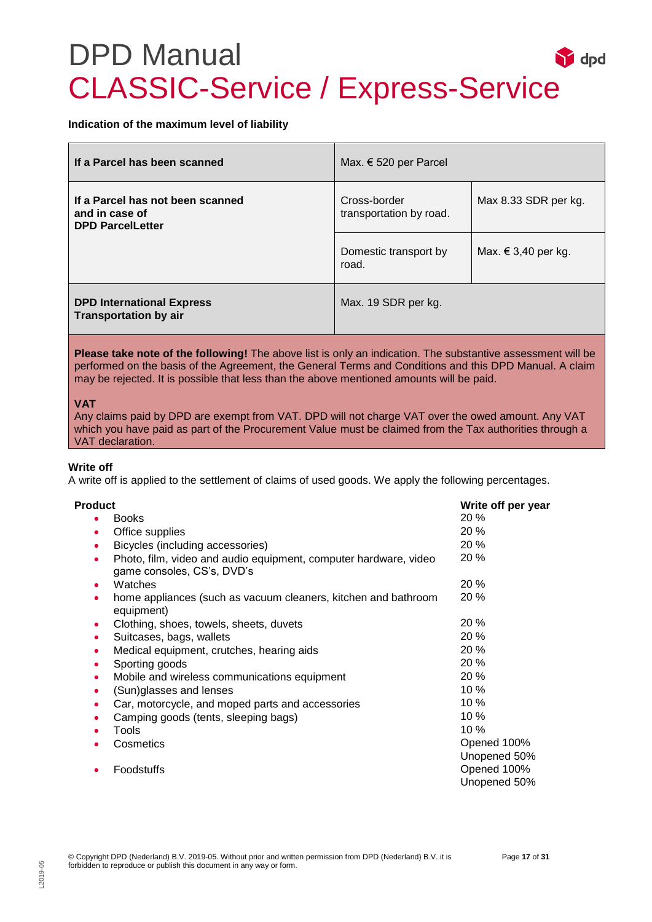**Indication of the maximum level of liability**

| | | |
|---|---|---|
| **If a Parcel has been scanned** | Max. € 520 per Parcel | |
| **If a Parcel has not been scanned and in case of DPD ParcelLetter** | Cross-border transportation by road. | Max 8.33 SDR per kg. |
| | Domestic transport by road. | Max. € 3,40 per kg. |
| **DPD International Express Transportation by air** | Max. 19 SDR per kg. | |

**Please take note of the following!** The above list is only an indication. The substantive assessment will be performed on the basis of the Agreement, the General Terms and Conditions and this DPD Manual. A claim may be rejected. It is possible that less than the above mentioned amounts will be paid.

**VAT**
Any claims paid by DPD are exempt from VAT. DPD will not charge VAT over the owed amount. Any VAT which you have paid as part of the Procurement Value must be claimed from the Tax authorities through a VAT declaration.

**Write off**
A write off is applied to the settlement of claims of used goods. We apply the following percentages.

| Product | Write off per year |
|---|---|
| • Books | 20 % |
| • Office supplies | 20 % |
| • Bicycles (including accessories) | 20 % |
| • Photo, film, video and audio equipment, computer hardware, video game consoles, CS's, DVD's | 20 % |
| • Watches | 20 % |
| • home appliances (such as vacuum cleaners, kitchen and bathroom equipment) | 20 % |
| • Clothing, shoes, towels, sheets, duvets | 20 % |
| • Suitcases, bags, wallets | 20 % |
| • Medical equipment, crutches, hearing aids | 20 % |
| • Sporting goods | 20 % |
| • Mobile and wireless communications equipment | 20 % |
| • (Sun)glasses and lenses | 10 % |
| • Car, motorcycle, and moped parts and accessories | 10 % |
| • Camping goods (tents, sleeping bags) | 10 % |
| • Tools | 10 % |
| • Cosmetics | Opened 100%<br>Unopened 50% |
| • Foodstuffs | Opened 100%<br>Unopened 50% |

© Copyright DPD (Nederland) B.V. 2019-05. Without prior and written permission from DPD (Nederland) B.V. it is forbidden to reproduce or publish this document in any way or form.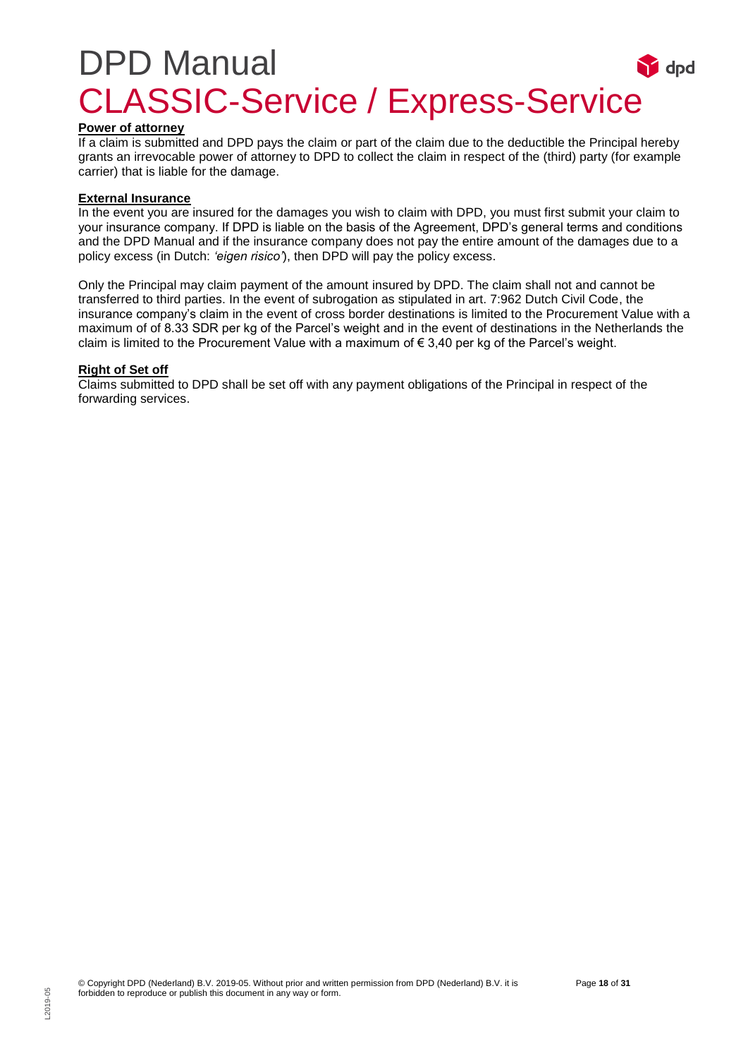**Power of attorney**

If a claim is submitted and DPD pays the claim or part of the claim due to the deductible the Principal hereby grants an irrevocable power of attorney to DPD to collect the claim in respect of the (third) party (for example carrier) that is liable for the damage.

**External Insurance**

In the event you are insured for the damages you wish to claim with DPD, you must first submit your claim to your insurance company. If DPD is liable on the basis of the Agreement, DPD's general terms and conditions and the DPD Manual and if the insurance company does not pay the entire amount of the damages due to a policy excess (in Dutch: *'eigen risico'*), then DPD will pay the policy excess.

Only the Principal may claim payment of the amount insured by DPD. The claim shall not and cannot be transferred to third parties. In the event of subrogation as stipulated in art. 7:962 Dutch Civil Code, the insurance company's claim in the event of cross border destinations is limited to the Procurement Value with a maximum of of 8.33 SDR per kg of the Parcel's weight and in the event of destinations in the Netherlands the claim is limited to the Procurement Value with a maximum of € 3,40 per kg of the Parcel's weight.

**Right of Set off**

Claims submitted to DPD shall be set off with any payment obligations of the Principal in respect of the forwarding services.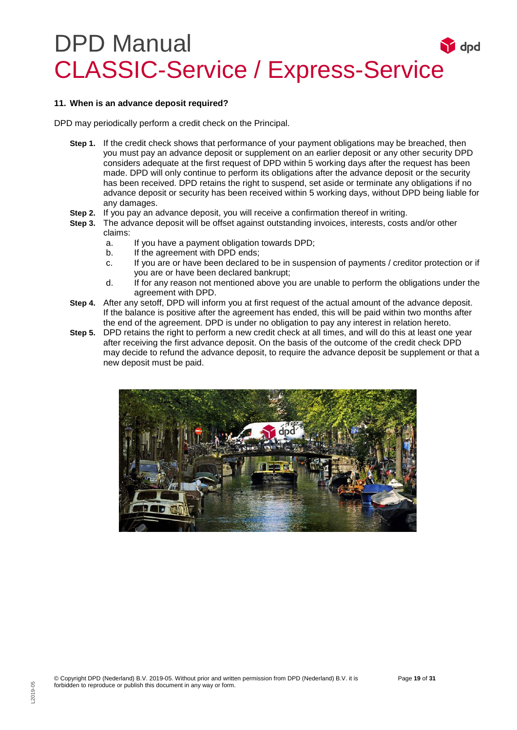### 11. When is an advance deposit required?

DPD may periodically perform a credit check on the Principal.

**Step 1.** If the credit check shows that performance of your payment obligations may be breached, then you must pay an advance deposit or supplement on an earlier deposit or any other security DPD considers adequate at the first request of DPD within 5 working days after the request has been made. DPD will only continue to perform its obligations after the advance deposit or the security has been received. DPD retains the right to suspend, set aside or terminate any obligations if no advance deposit or security has been received within 5 working days, without DPD being liable for any damages.

**Step 2.** If you pay an advance deposit, you will receive a confirmation thereof in writing.

**Step 3.** The advance deposit will be offset against outstanding invoices, interests, costs and/or other claims:

a. If you have a payment obligation towards DPD;
b. If the agreement with DPD ends;
c. If you are or have been declared to be in suspension of payments / creditor protection or if you are or have been declared bankrupt;
d. If for any reason not mentioned above you are unable to perform the obligations under the agreement with DPD.

**Step 4.** After any setoff, DPD will inform you at first request of the actual amount of the advance deposit. If the balance is positive after the agreement has ended, this will be paid within two months after the end of the agreement. DPD is under no obligation to pay any interest in relation hereto.

**Step 5.** DPD retains the right to perform a new credit check at all times, and will do this at least one year after receiving the first advance deposit. On the basis of the outcome of the credit check DPD may decide to refund the advance deposit, to require the advance deposit be supplement or that a new deposit must be paid.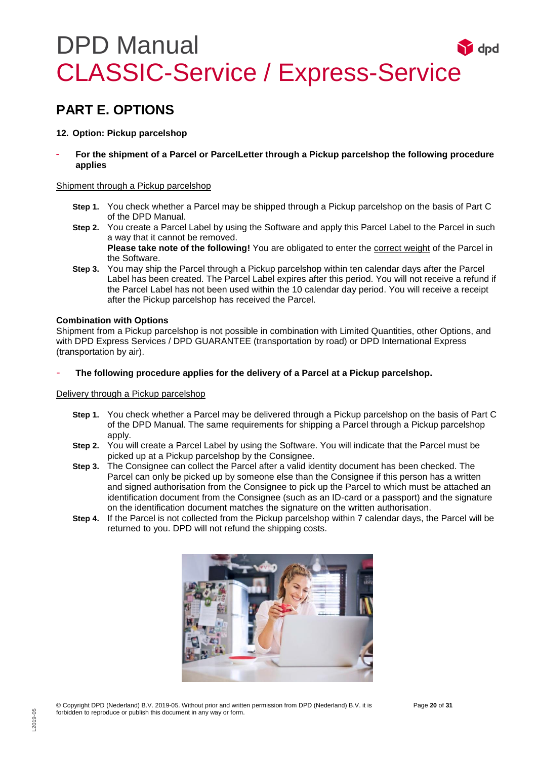# DPD Manual
# CLASSIC-Service / Express-Service

## PART E. OPTIONS

### 12. Option: Pickup parcelshop

- **For the shipment of a Parcel or ParcelLetter through a Pickup parcelshop the following procedure applies**

Shipment through a Pickup parcelshop

**Step 1.** You check whether a Parcel may be shipped through a Pickup parcelshop on the basis of Part C of the DPD Manual.

**Step 2.** You create a Parcel Label by using the Software and apply this Parcel Label to the Parcel in such a way that it cannot be removed.
**Please take note of the following!** You are obligated to enter the correct weight of the Parcel in the Software.

**Step 3.** You may ship the Parcel through a Pickup parcelshop within ten calendar days after the Parcel Label has been created. The Parcel Label expires after this period. You will not receive a refund if the Parcel Label has not been used within the 10 calendar day period. You will receive a receipt after the Pickup parcelshop has received the Parcel.

**Combination with Options**
Shipment from a Pickup parcelshop is not possible in combination with Limited Quantities, other Options, and with DPD Express Services / DPD GUARANTEE (transportation by road) or DPD International Express (transportation by air).

- **The following procedure applies for the delivery of a Parcel at a Pickup parcelshop.**

Delivery through a Pickup parcelshop

**Step 1.** You check whether a Parcel may be delivered through a Pickup parcelshop on the basis of Part C of the DPD Manual. The same requirements for shipping a Parcel through a Pickup parcelshop apply.

**Step 2.** You will create a Parcel Label by using the Software. You will indicate that the Parcel must be picked up at a Pickup parcelshop by the Consignee.

**Step 3.** The Consignee can collect the Parcel after a valid identity document has been checked. The Parcel can only be picked up by someone else than the Consignee if this person has a written and signed authorisation from the Consignee to pick up the Parcel to which must be attached an identification document from the Consignee (such as an ID-card or a passport) and the signature on the identification document matches the signature on the written authorisation.

**Step 4.** If the Parcel is not collected from the Pickup parcelshop within 7 calendar days, the Parcel will be returned to you. DPD will not refund the shipping costs.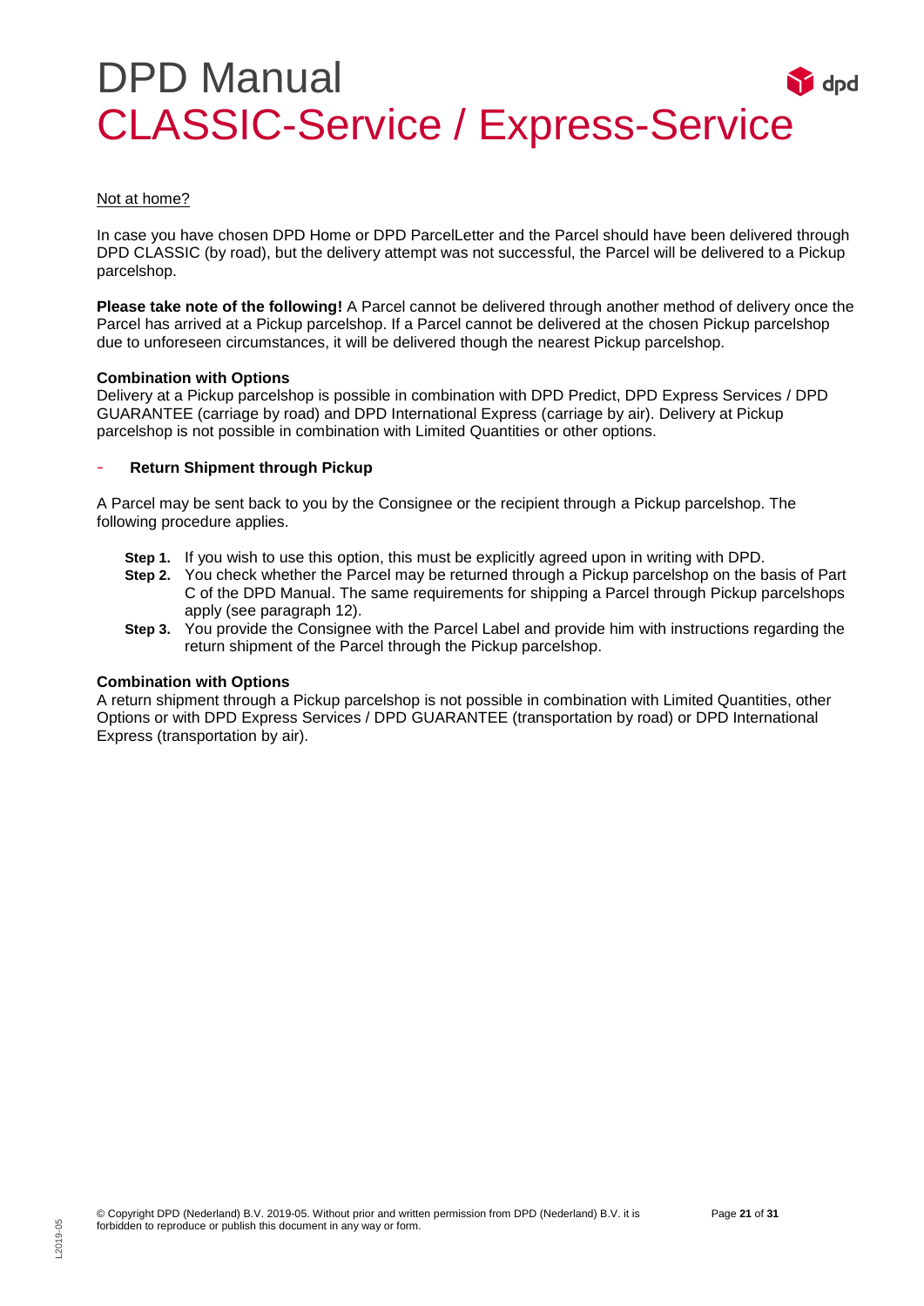Not at home?

In case you have chosen DPD Home or DPD ParcelLetter and the Parcel should have been delivered through DPD CLASSIC (by road), but the delivery attempt was not successful, the Parcel will be delivered to a Pickup parcelshop.

**Please take note of the following!** A Parcel cannot be delivered through another method of delivery once the Parcel has arrived at a Pickup parcelshop. If a Parcel cannot be delivered at the chosen Pickup parcelshop due to unforeseen circumstances, it will be delivered though the nearest Pickup parcelshop.

**Combination with Options**
Delivery at a Pickup parcelshop is possible in combination with DPD Predict, DPD Express Services / DPD GUARANTEE (carriage by road) and DPD International Express (carriage by air). Delivery at Pickup parcelshop is not possible in combination with Limited Quantities or other options.

- **Return Shipment through Pickup**

A Parcel may be sent back to you by the Consignee or the recipient through a Pickup parcelshop. The following procedure applies.

**Step 1.** If you wish to use this option, this must be explicitly agreed upon in writing with DPD.
**Step 2.** You check whether the Parcel may be returned through a Pickup parcelshop on the basis of Part C of the DPD Manual. The same requirements for shipping a Parcel through Pickup parcelshops apply (see paragraph 12).
**Step 3.** You provide the Consignee with the Parcel Label and provide him with instructions regarding the return shipment of the Parcel through the Pickup parcelshop.

**Combination with Options**
A return shipment through a Pickup parcelshop is not possible in combination with Limited Quantities, other Options or with DPD Express Services / DPD GUARANTEE (transportation by road) or DPD International Express (transportation by air).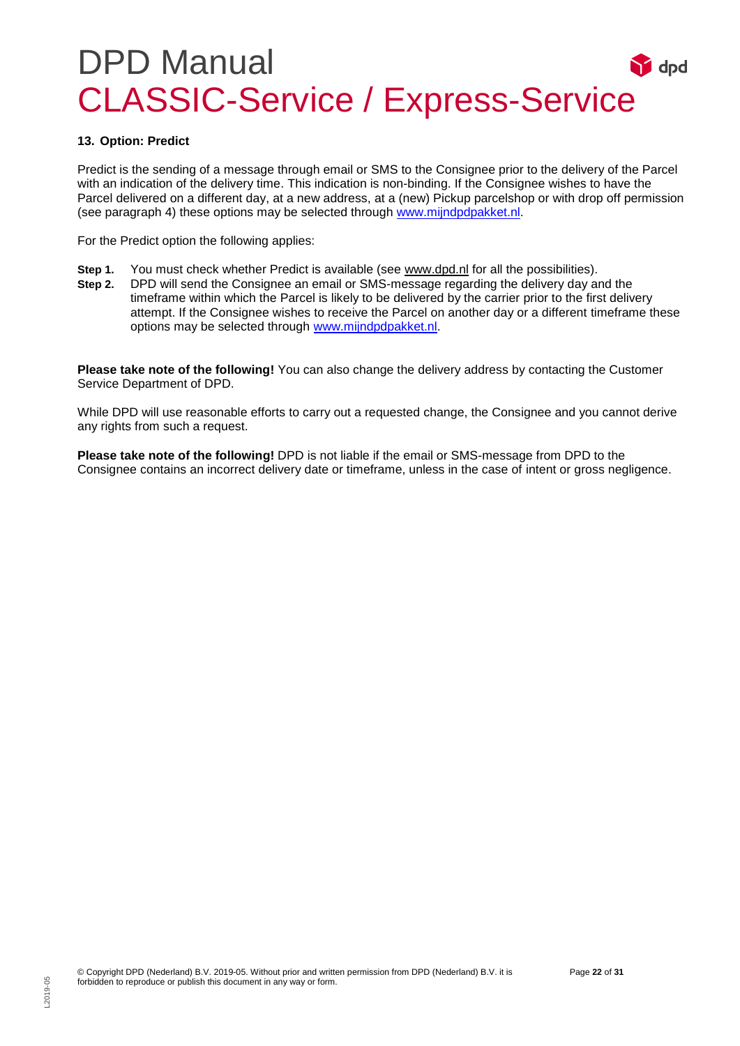### 13. Option: Predict

Predict is the sending of a message through email or SMS to the Consignee prior to the delivery of the Parcel with an indication of the delivery time. This indication is non-binding. If the Consignee wishes to have the Parcel delivered on a different day, at a new address, at a (new) Pickup parcelshop or with drop off permission (see paragraph 4) these options may be selected through www.mijndpdpakket.nl.

For the Predict option the following applies:

**Step 1.** You must check whether Predict is available (see www.dpd.nl for all the possibilities).
**Step 2.** DPD will send the Consignee an email or SMS-message regarding the delivery day and the timeframe within which the Parcel is likely to be delivered by the carrier prior to the first delivery attempt. If the Consignee wishes to receive the Parcel on another day or a different timeframe these options may be selected through www.mijndpdpakket.nl.

**Please take note of the following!** You can also change the delivery address by contacting the Customer Service Department of DPD.

While DPD will use reasonable efforts to carry out a requested change, the Consignee and you cannot derive any rights from such a request.

**Please take note of the following!** DPD is not liable if the email or SMS-message from DPD to the Consignee contains an incorrect delivery date or timeframe, unless in the case of intent or gross negligence.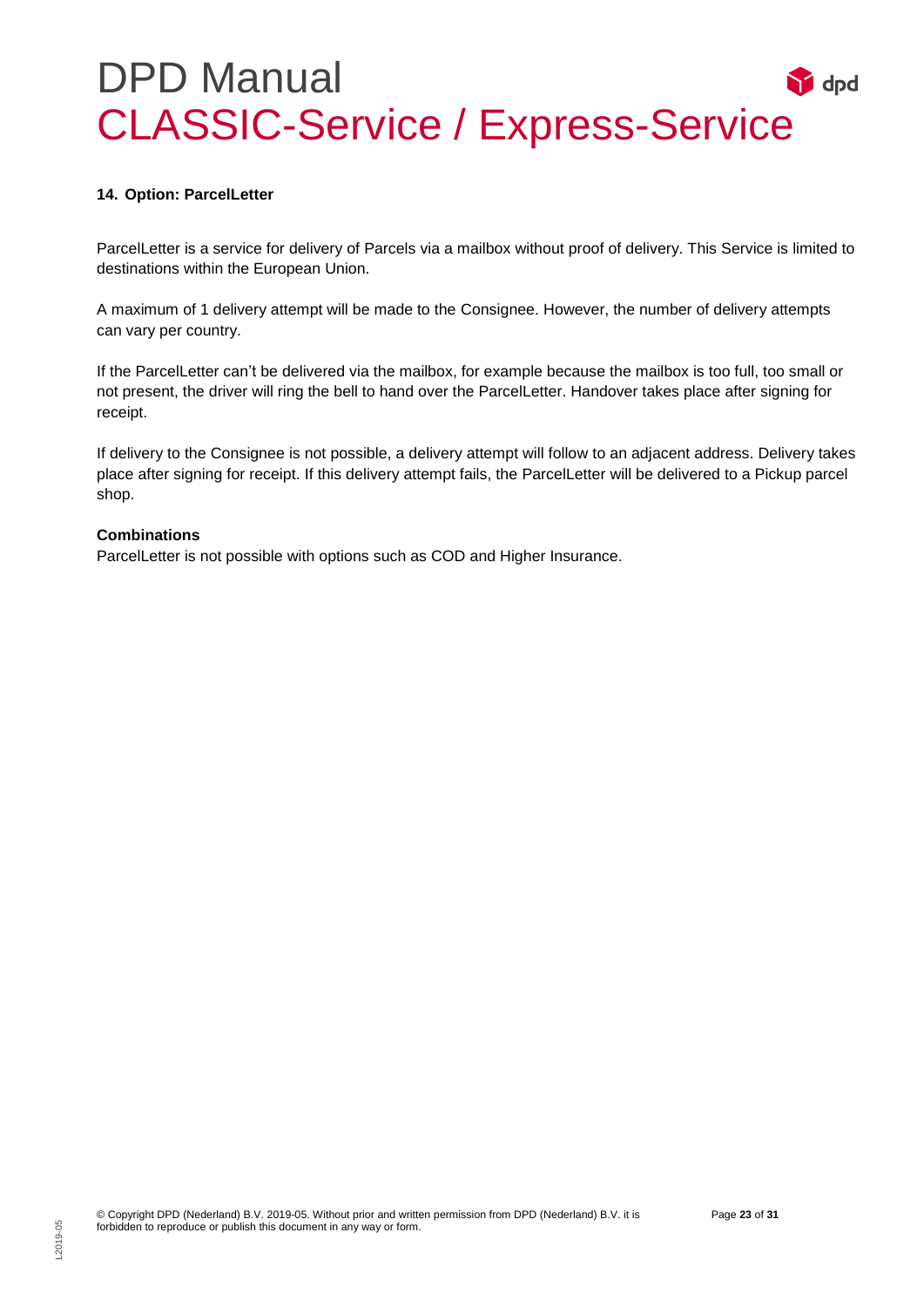## 14. Option: ParcelLetter

ParcelLetter is a service for delivery of Parcels via a mailbox without proof of delivery. This Service is limited to destinations within the European Union.

A maximum of 1 delivery attempt will be made to the Consignee. However, the number of delivery attempts can vary per country.

If the ParcelLetter can't be delivered via the mailbox, for example because the mailbox is too full, too small or not present, the driver will ring the bell to hand over the ParcelLetter. Handover takes place after signing for receipt.

If delivery to the Consignee is not possible, a delivery attempt will follow to an adjacent address. Delivery takes place after signing for receipt. If this delivery attempt fails, the ParcelLetter will be delivered to a Pickup parcel shop.

**Combinations**

ParcelLetter is not possible with options such as COD and Higher Insurance.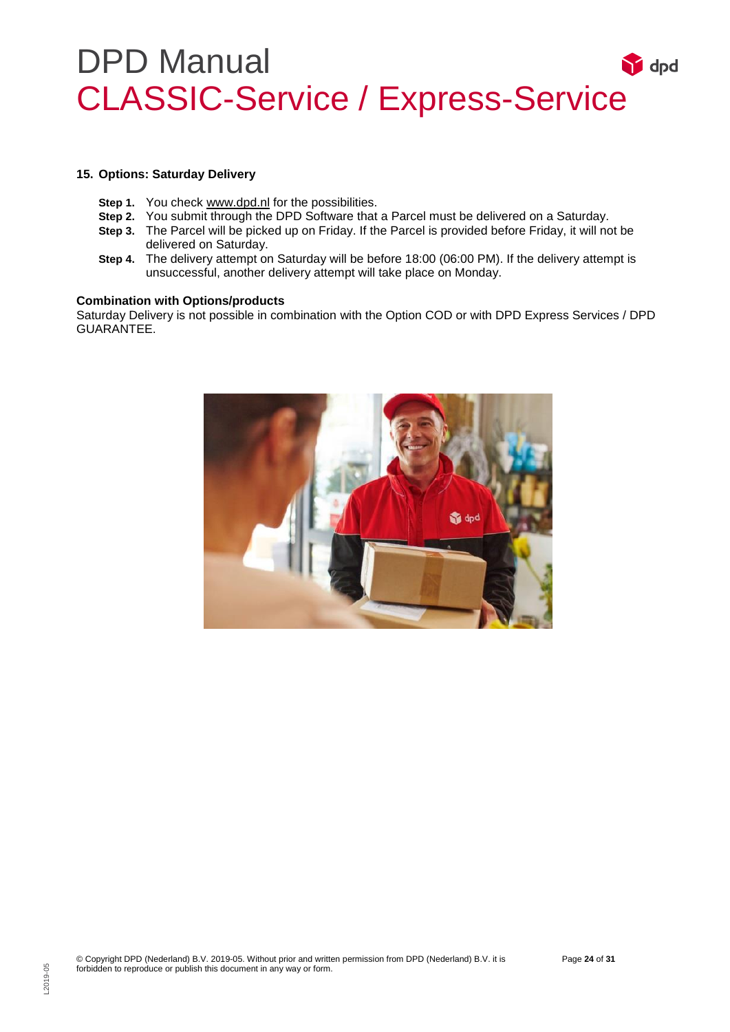## 15. Options: Saturday Delivery

**Step 1.** You check www.dpd.nl for the possibilities.
**Step 2.** You submit through the DPD Software that a Parcel must be delivered on a Saturday.
**Step 3.** The Parcel will be picked up on Friday. If the Parcel is provided before Friday, it will not be delivered on Saturday.
**Step 4.** The delivery attempt on Saturday will be before 18:00 (06:00 PM). If the delivery attempt is unsuccessful, another delivery attempt will take place on Monday.

**Combination with Options/products**
Saturday Delivery is not possible in combination with the Option COD or with DPD Express Services / DPD GUARANTEE.

© Copyright DPD (Nederland) B.V. 2019-05. Without prior and written permission from DPD (Nederland) B.V. it is forbidden to reproduce or publish this document in any way or form.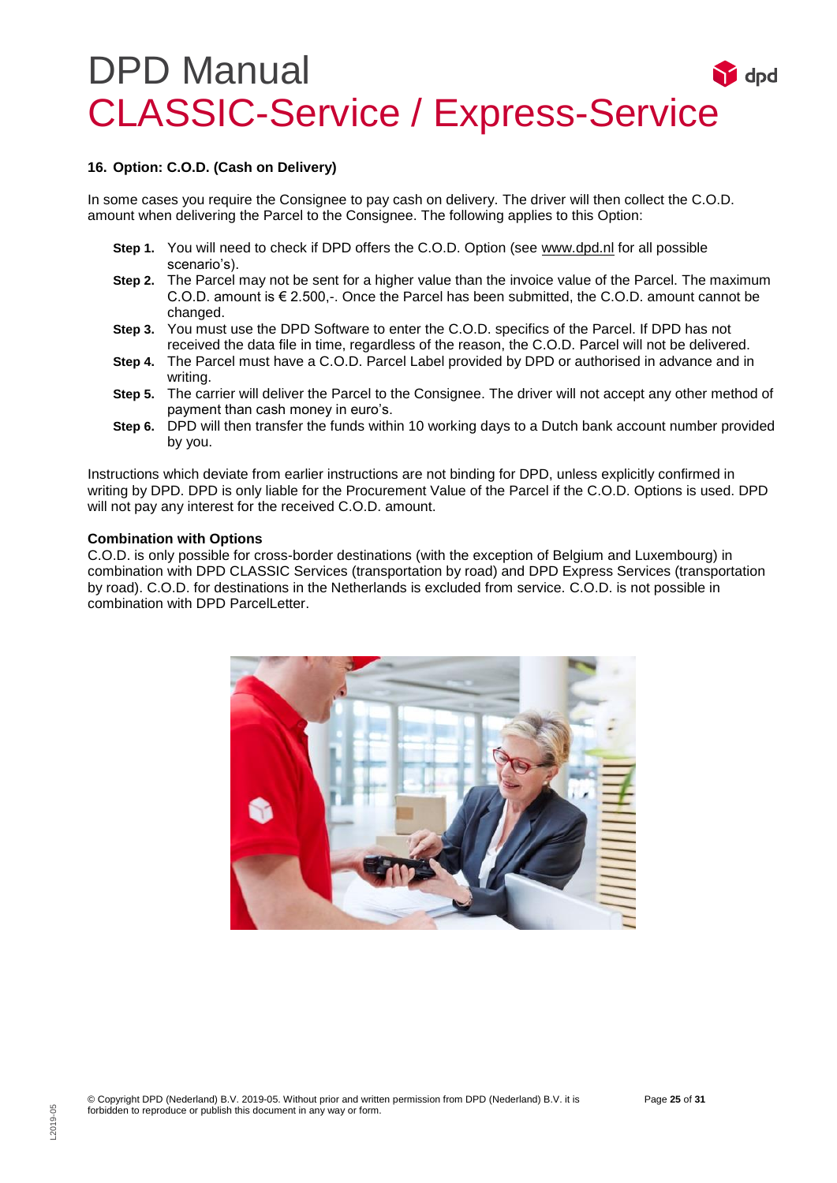## 16. Option: C.O.D. (Cash on Delivery)

In some cases you require the Consignee to pay cash on delivery. The driver will then collect the C.O.D. amount when delivering the Parcel to the Consignee. The following applies to this Option:

- **Step 1.** You will need to check if DPD offers the C.O.D. Option (see www.dpd.nl for all possible scenario's).
- **Step 2.** The Parcel may not be sent for a higher value than the invoice value of the Parcel. The maximum C.O.D. amount is € 2.500,-. Once the Parcel has been submitted, the C.O.D. amount cannot be changed.
- **Step 3.** You must use the DPD Software to enter the C.O.D. specifics of the Parcel. If DPD has not received the data file in time, regardless of the reason, the C.O.D. Parcel will not be delivered.
- **Step 4.** The Parcel must have a C.O.D. Parcel Label provided by DPD or authorised in advance and in writing.
- **Step 5.** The carrier will deliver the Parcel to the Consignee. The driver will not accept any other method of payment than cash money in euro's.
- **Step 6.** DPD will then transfer the funds within 10 working days to a Dutch bank account number provided by you.

Instructions which deviate from earlier instructions are not binding for DPD, unless explicitly confirmed in writing by DPD. DPD is only liable for the Procurement Value of the Parcel if the C.O.D. Options is used. DPD will not pay any interest for the received C.O.D. amount.

**Combination with Options**

C.O.D. is only possible for cross-border destinations (with the exception of Belgium and Luxembourg) in combination with DPD CLASSIC Services (transportation by road) and DPD Express Services (transportation by road). C.O.D. for destinations in the Netherlands is excluded from service. C.O.D. is not possible in combination with DPD ParcelLetter.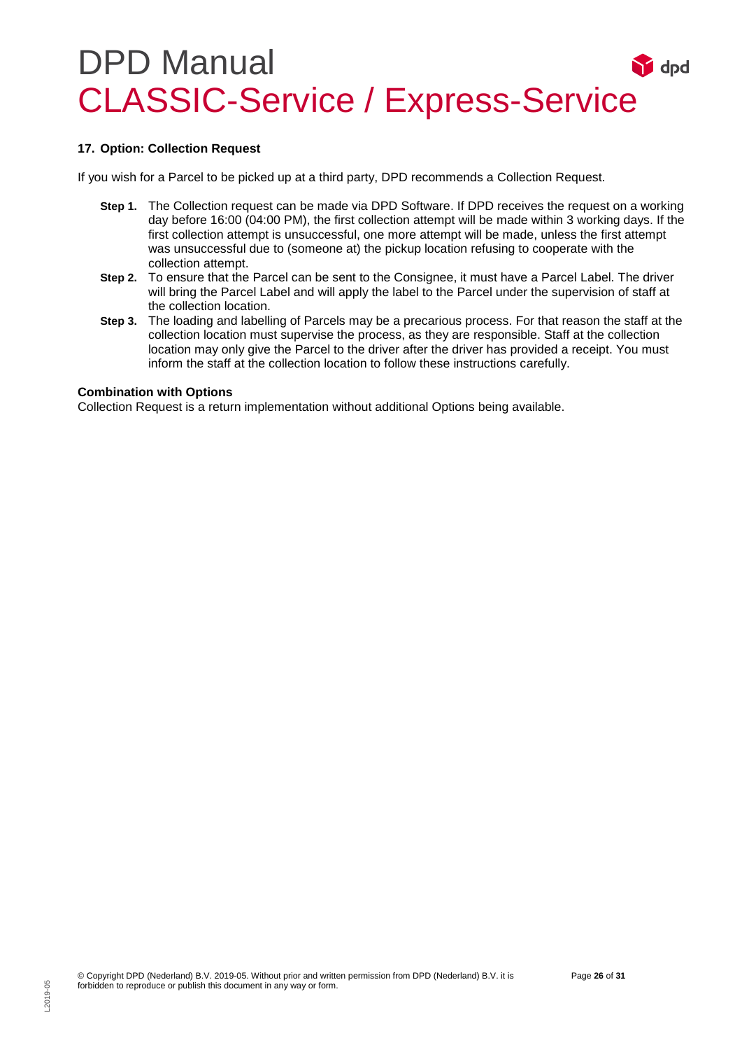### 17. Option: Collection Request

If you wish for a Parcel to be picked up at a third party, DPD recommends a Collection Request.

**Step 1.** The Collection request can be made via DPD Software. If DPD receives the request on a working day before 16:00 (04:00 PM), the first collection attempt will be made within 3 working days. If the first collection attempt is unsuccessful, one more attempt will be made, unless the first attempt was unsuccessful due to (someone at) the pickup location refusing to cooperate with the collection attempt.

**Step 2.** To ensure that the Parcel can be sent to the Consignee, it must have a Parcel Label. The driver will bring the Parcel Label and will apply the label to the Parcel under the supervision of staff at the collection location.

**Step 3.** The loading and labelling of Parcels may be a precarious process. For that reason the staff at the collection location must supervise the process, as they are responsible. Staff at the collection location may only give the Parcel to the driver after the driver has provided a receipt. You must inform the staff at the collection location to follow these instructions carefully.

**Combination with Options**

Collection Request is a return implementation without additional Options being available.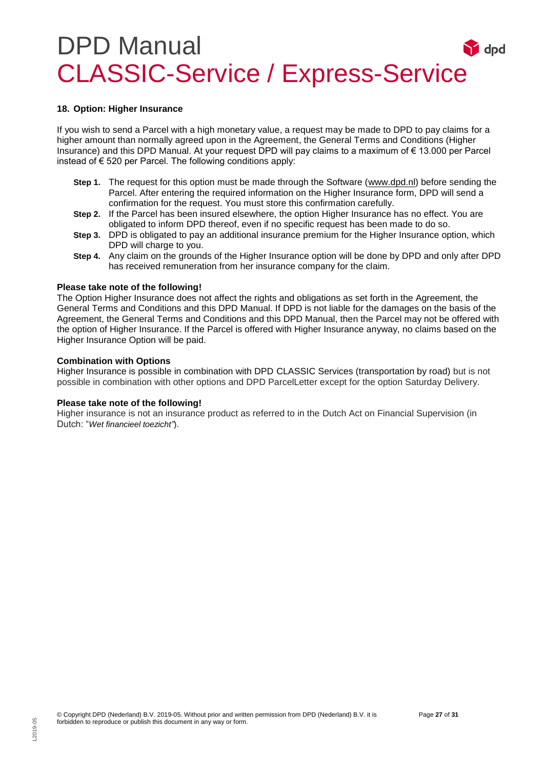## 18. Option: Higher Insurance

If you wish to send a Parcel with a high monetary value, a request may be made to DPD to pay claims for a higher amount than normally agreed upon in the Agreement, the General Terms and Conditions (Higher Insurance) and this DPD Manual. At your request DPD will pay claims to a maximum of € 13.000 per Parcel instead of € 520 per Parcel. The following conditions apply:

- **Step 1.** The request for this option must be made through the Software (www.dpd.nl) before sending the Parcel. After entering the required information on the Higher Insurance form, DPD will send a confirmation for the request. You must store this confirmation carefully.
- **Step 2.** If the Parcel has been insured elsewhere, the option Higher Insurance has no effect. You are obligated to inform DPD thereof, even if no specific request has been made to do so.
- **Step 3.** DPD is obligated to pay an additional insurance premium for the Higher Insurance option, which DPD will charge to you.
- **Step 4.** Any claim on the grounds of the Higher Insurance option will be done by DPD and only after DPD has received remuneration from her insurance company for the claim.

**Please take note of the following!**
The Option Higher Insurance does not affect the rights and obligations as set forth in the Agreement, the General Terms and Conditions and this DPD Manual. If DPD is not liable for the damages on the basis of the Agreement, the General Terms and Conditions and this DPD Manual, then the Parcel may not be offered with the option of Higher Insurance. If the Parcel is offered with Higher Insurance anyway, no claims based on the Higher Insurance Option will be paid.

**Combination with Options**
Higher Insurance is possible in combination with DPD CLASSIC Services (transportation by road) but is not possible in combination with other options and DPD ParcelLetter except for the option Saturday Delivery.

**Please take note of the following!**
Higher insurance is not an insurance product as referred to in the Dutch Act on Financial Supervision (in Dutch: "*Wet financieel toezicht"*).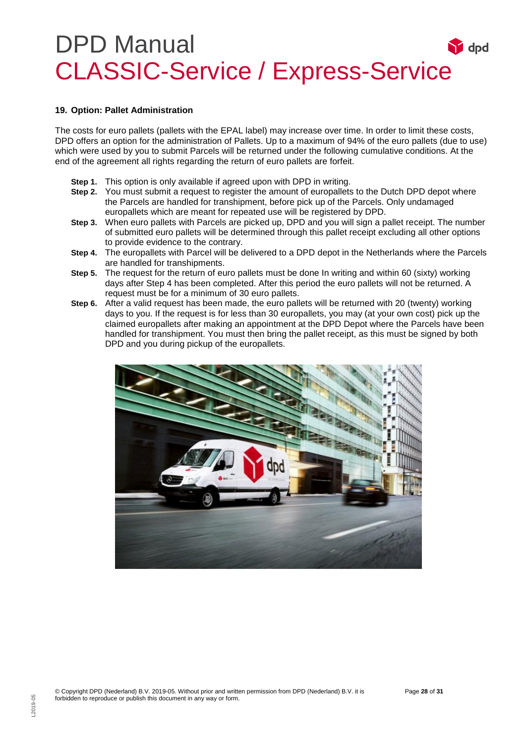## 19. Option: Pallet Administration

The costs for euro pallets (pallets with the EPAL label) may increase over time. In order to limit these costs, DPD offers an option for the administration of Pallets. Up to a maximum of 94% of the euro pallets (due to use) which were used by you to submit Parcels will be returned under the following cumulative conditions. At the end of the agreement all rights regarding the return of euro pallets are forfeit.

**Step 1.** This option is only available if agreed upon with DPD in writing.

**Step 2.** You must submit a request to register the amount of europallets to the Dutch DPD depot where the Parcels are handled for transhipment, before pick up of the Parcels. Only undamaged europallets which are meant for repeated use will be registered by DPD.

**Step 3.** When euro pallets with Parcels are picked up, DPD and you will sign a pallet receipt. The number of submitted euro pallets will be determined through this pallet receipt excluding all other options to provide evidence to the contrary.

**Step 4.** The europallets with Parcel will be delivered to a DPD depot in the Netherlands where the Parcels are handled for transhipments.

**Step 5.** The request for the return of euro pallets must be done In writing and within 60 (sixty) working days after Step 4 has been completed. After this period the euro pallets will not be returned. A request must be for a minimum of 30 euro pallets.

**Step 6.** After a valid request has been made, the euro pallets will be returned with 20 (twenty) working days to you. If the request is for less than 30 europallets, you may (at your own cost) pick up the claimed europallets after making an appointment at the DPD Depot where the Parcels have been handled for transhipment. You must then bring the pallet receipt, as this must be signed by both DPD and you during pickup of the europallets.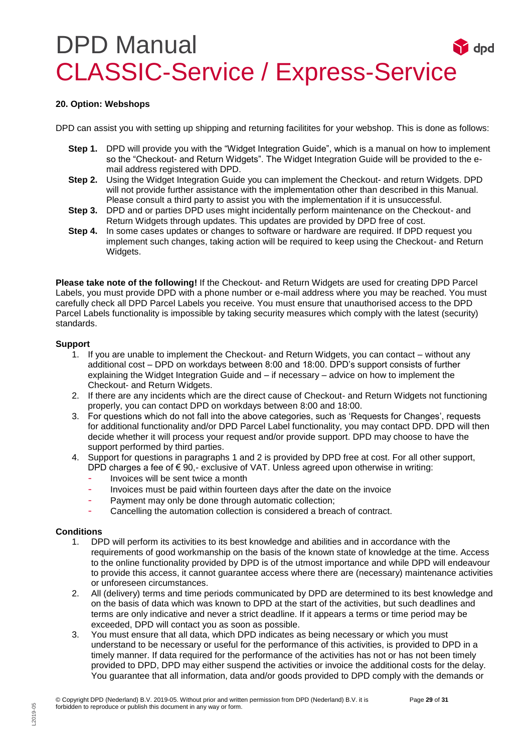### 20. Option: Webshops

DPD can assist you with setting up shipping and returning facilitites for your webshop. This is done as follows:

**Step 1.** DPD will provide you with the "Widget Integration Guide", which is a manual on how to implement so the "Checkout- and Return Widgets". The Widget Integration Guide will be provided to the e-mail address registered with DPD.

**Step 2.** Using the Widget Integration Guide you can implement the Checkout- and return Widgets. DPD will not provide further assistance with the implementation other than described in this Manual. Please consult a third party to assist you with the implementation if it is unsuccessful.

**Step 3.** DPD and or parties DPD uses might incidentally perform maintenance on the Checkout- and Return Widgets through updates. This updates are provided by DPD free of cost.

**Step 4.** In some cases updates or changes to software or hardware are required. If DPD request you implement such changes, taking action will be required to keep using the Checkout- and Return Widgets.

**Please take note of the following!** If the Checkout- and Return Widgets are used for creating DPD Parcel Labels, you must provide DPD with a phone number or e-mail address where you may be reached. You must carefully check all DPD Parcel Labels you receive. You must ensure that unauthorised access to the DPD Parcel Labels functionality is impossible by taking security measures which comply with the latest (security) standards.

**Support**

1. If you are unable to implement the Checkout- and Return Widgets, you can contact – without any additional cost – DPD on workdays between 8:00 and 18:00. DPD's support consists of further explaining the Widget Integration Guide and – if necessary – advice on how to implement the Checkout- and Return Widgets.
2. If there are any incidents which are the direct cause of Checkout- and Return Widgets not functioning properly, you can contact DPD on workdays between 8:00 and 18:00.
3. For questions which do not fall into the above categories, such as 'Requests for Changes', requests for additional functionality and/or DPD Parcel Label functionality, you may contact DPD. DPD will then decide whether it will process your request and/or provide support. DPD may choose to have the support performed by third parties.
4. Support for questions in paragraphs 1 and 2 is provided by DPD free at cost. For all other support, DPD charges a fee of € 90,- exclusive of VAT. Unless agreed upon otherwise in writing:
   - Invoices will be sent twice a month
   - Invoices must be paid within fourteen days after the date on the invoice
   - Payment may only be done through automatic collection;
   - Cancelling the automation collection is considered a breach of contract.

**Conditions**

1. DPD will perform its activities to its best knowledge and abilities and in accordance with the requirements of good workmanship on the basis of the known state of knowledge at the time. Access to the online functionality provided by DPD is of the utmost importance and while DPD will endeavour to provide this access, it cannot guarantee access where there are (necessary) maintenance activities or unforeseen circumstances.
2. All (delivery) terms and time periods communicated by DPD are determined to its best knowledge and on the basis of data which was known to DPD at the start of the activities, but such deadlines and terms are only indicative and never a strict deadline. If it appears a terms or time period may be exceeded, DPD will contact you as soon as possible.
3. You must ensure that all data, which DPD indicates as being necessary or which you must understand to be necessary or useful for the performance of this activities, is provided to DPD in a timely manner. If data required for the performance of the activities has not or has not been timely provided to DPD, DPD may either suspend the activities or invoice the additional costs for the delay. You guarantee that all information, data and/or goods provided to DPD comply with the demands or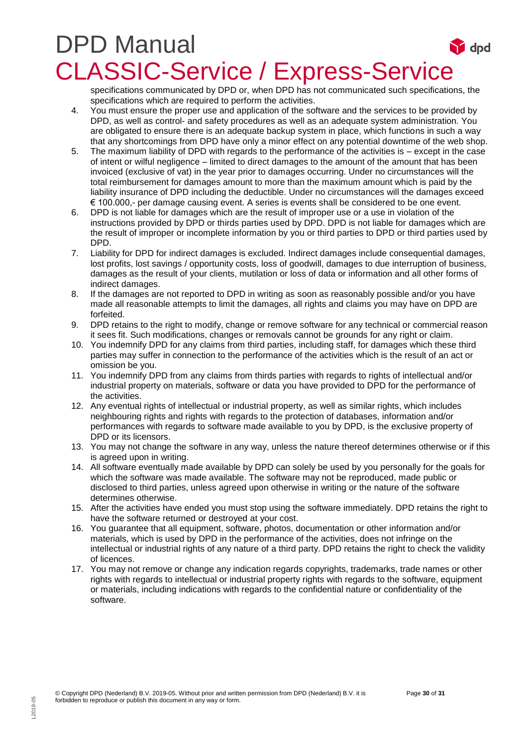specifications communicated by DPD or, when DPD has not communicated such specifications, the specifications which are required to perform the activities.

4. You must ensure the proper use and application of the software and the services to be provided by DPD, as well as control- and safety procedures as well as an adequate system administration. You are obligated to ensure there is an adequate backup system in place, which functions in such a way that any shortcomings from DPD have only a minor effect on any potential downtime of the web shop.
5. The maximum liability of DPD with regards to the performance of the activities is – except in the case of intent or wilful negligence – limited to direct damages to the amount of the amount that has been invoiced (exclusive of vat) in the year prior to damages occurring. Under no circumstances will the total reimbursement for damages amount to more than the maximum amount which is paid by the liability insurance of DPD including the deductible. Under no circumstances will the damages exceed € 100.000,- per damage causing event. A series is events shall be considered to be one event.
6. DPD is not liable for damages which are the result of improper use or a use in violation of the instructions provided by DPD or thirds parties used by DPD. DPD is not liable for damages which are the result of improper or incomplete information by you or third parties to DPD or third parties used by DPD.
7. Liability for DPD for indirect damages is excluded. Indirect damages include consequential damages, lost profits, lost savings / opportunity costs, loss of goodwill, damages to due interruption of business, damages as the result of your clients, mutilation or loss of data or information and all other forms of indirect damages.
8. If the damages are not reported to DPD in writing as soon as reasonably possible and/or you have made all reasonable attempts to limit the damages, all rights and claims you may have on DPD are forfeited.
9. DPD retains to the right to modify, change or remove software for any technical or commercial reason it sees fit. Such modifications, changes or removals cannot be grounds for any right or claim.
10. You indemnify DPD for any claims from third parties, including staff, for damages which these third parties may suffer in connection to the performance of the activities which is the result of an act or omission be you.
11. You indemnify DPD from any claims from thirds parties with regards to rights of intellectual and/or industrial property on materials, software or data you have provided to DPD for the performance of the activities.
12. Any eventual rights of intellectual or industrial property, as well as similar rights, which includes neighbouring rights and rights with regards to the protection of databases, information and/or performances with regards to software made available to you by DPD, is the exclusive property of DPD or its licensors.
13. You may not change the software in any way, unless the nature thereof determines otherwise or if this is agreed upon in writing.
14. All software eventually made available by DPD can solely be used by you personally for the goals for which the software was made available. The software may not be reproduced, made public or disclosed to third parties, unless agreed upon otherwise in writing or the nature of the software determines otherwise.
15. After the activities have ended you must stop using the software immediately. DPD retains the right to have the software returned or destroyed at your cost.
16. You guarantee that all equipment, software, photos, documentation or other information and/or materials, which is used by DPD in the performance of the activities, does not infringe on the intellectual or industrial rights of any nature of a third party. DPD retains the right to check the validity of licences.
17. You may not remove or change any indication regards copyrights, trademarks, trade names or other rights with regards to intellectual or industrial property rights with regards to the software, equipment or materials, including indications with regards to the confidential nature or confidentiality of the software.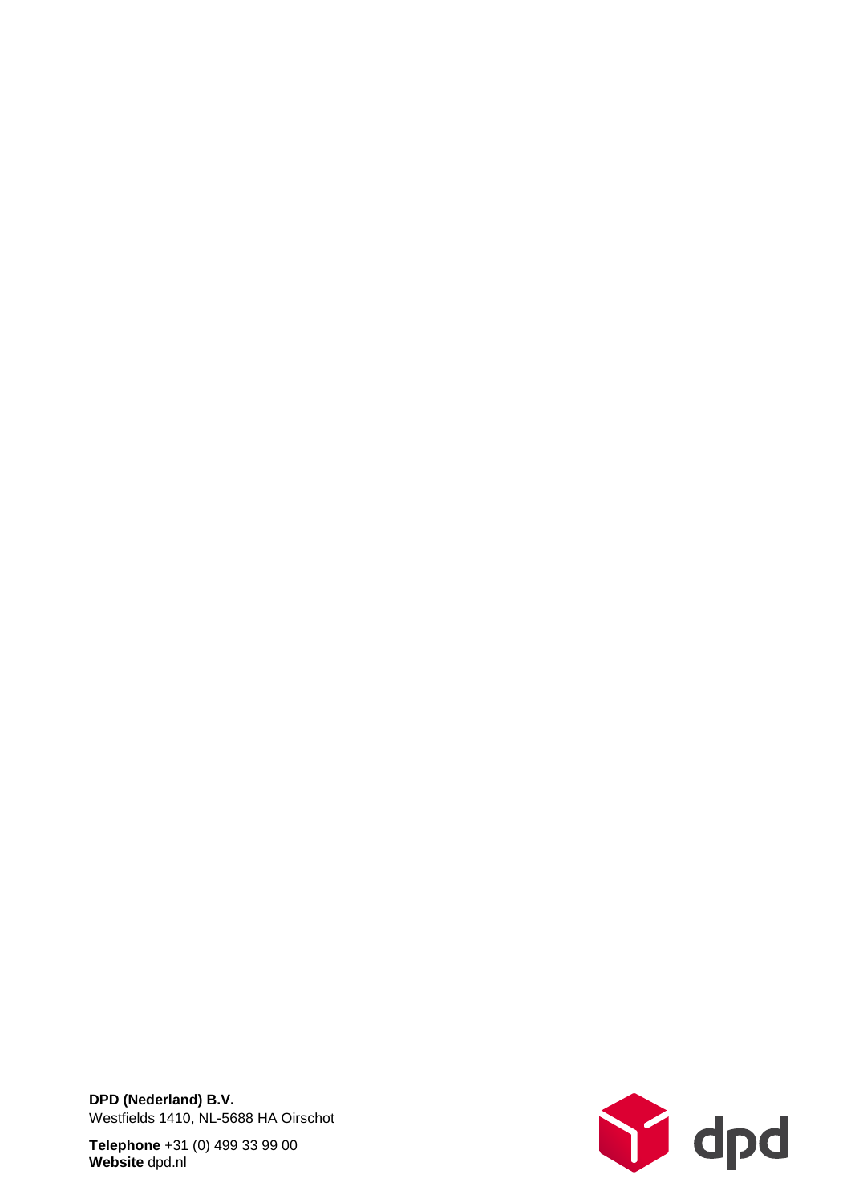**DPD (Nederland) B.V.**
Westfields 1410, NL-5688 HA Oirschot

**Telephone** +31 (0) 499 33 99 00
**Website** dpd.nl